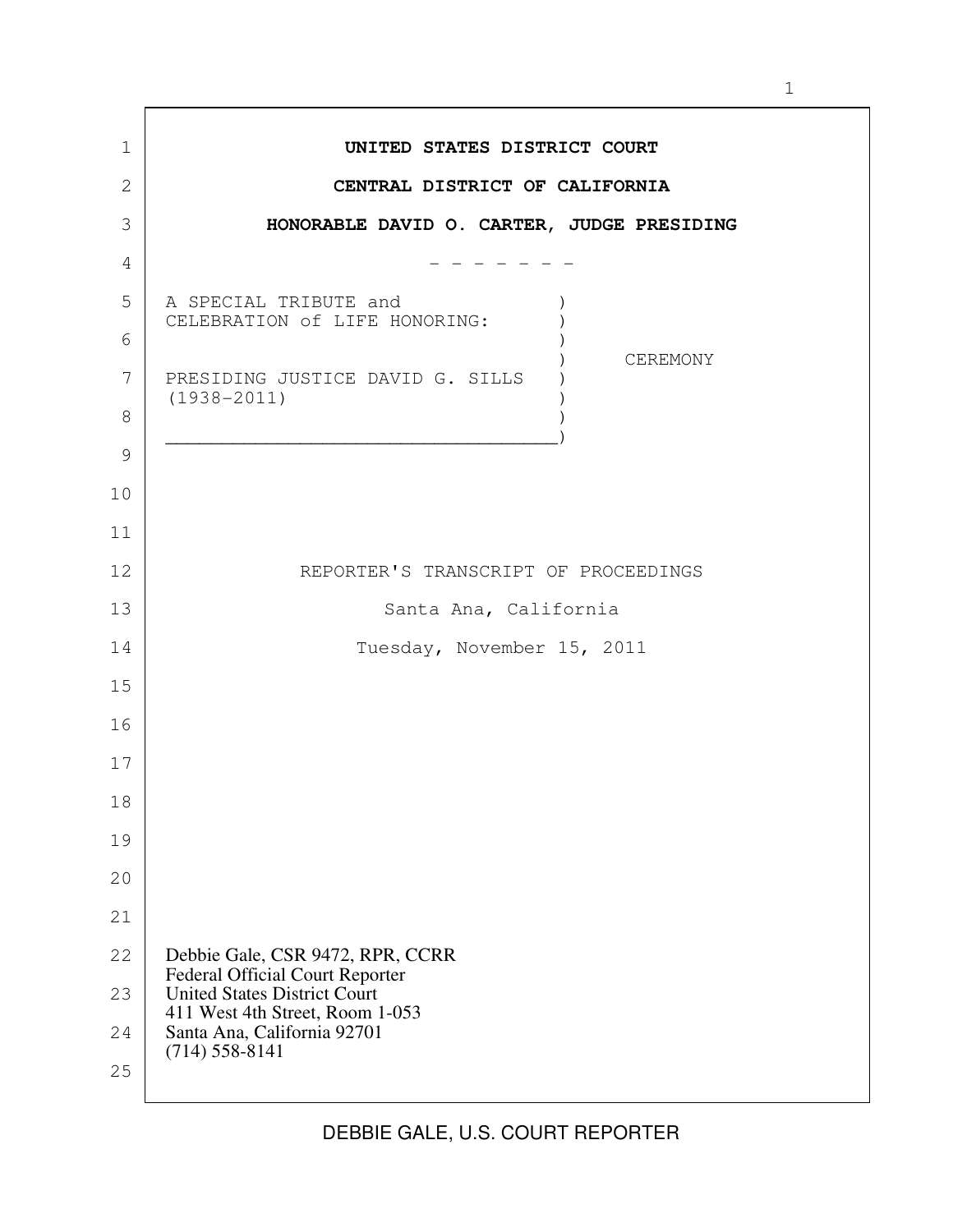**UNITED STATES DISTRICT COURT**

**CENTRAL DISTRICT OF CALIFORNIA**

**HONORABLE DAVID O. CARTER, JUDGE PRESIDING**

\- - - - - - -

A SPECIAL TRIBUTE and CELEBRATION of LIFE HONORING:

PRESIDING JUSTICE DAVID G. SILLS (1938-2011)

CEREMONY

REPORTER'S TRANSCRIPT OF PROCEEDINGS

Santa Ana, California

Tuesday, November 15, 2011

Debbie Gale, CSR 9472, RPR, CCRR
Federal Official Court Reporter
United States District Court
411 West 4th Street, Room 1-053
Santa Ana, California 92701
(714) 558-8141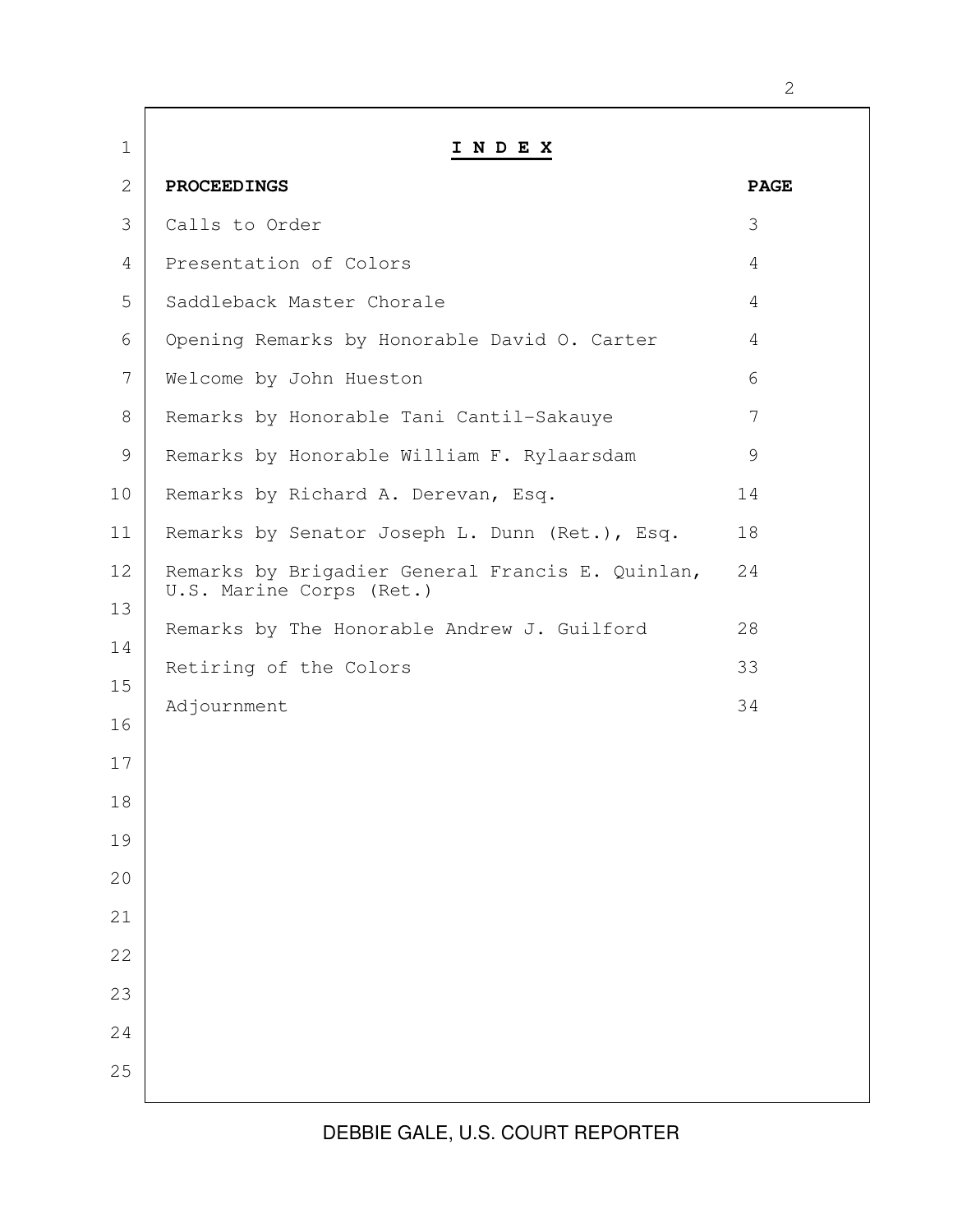# I N D E X

| PROCEEDINGS | PAGE |
| --- | --- |
| Calls to Order | 3 |
| Presentation of Colors | 4 |
| Saddleback Master Chorale | 4 |
| Opening Remarks by Honorable David O. Carter | 4 |
| Welcome by John Hueston | 6 |
| Remarks by Honorable Tani Cantil-Sakauye | 7 |
| Remarks by Honorable William F. Rylaarsdam | 9 |
| Remarks by Richard A. Derevan, Esq. | 14 |
| Remarks by Senator Joseph L. Dunn (Ret.), Esq. | 18 |
| Remarks by Brigadier General Francis E. Quinlan, U.S. Marine Corps (Ret.) | 24 |
| Remarks by The Honorable Andrew J. Guilford | 28 |
| Retiring of the Colors | 33 |
| Adjournment | 34 |

DEBBIE GALE, U.S. COURT REPORTER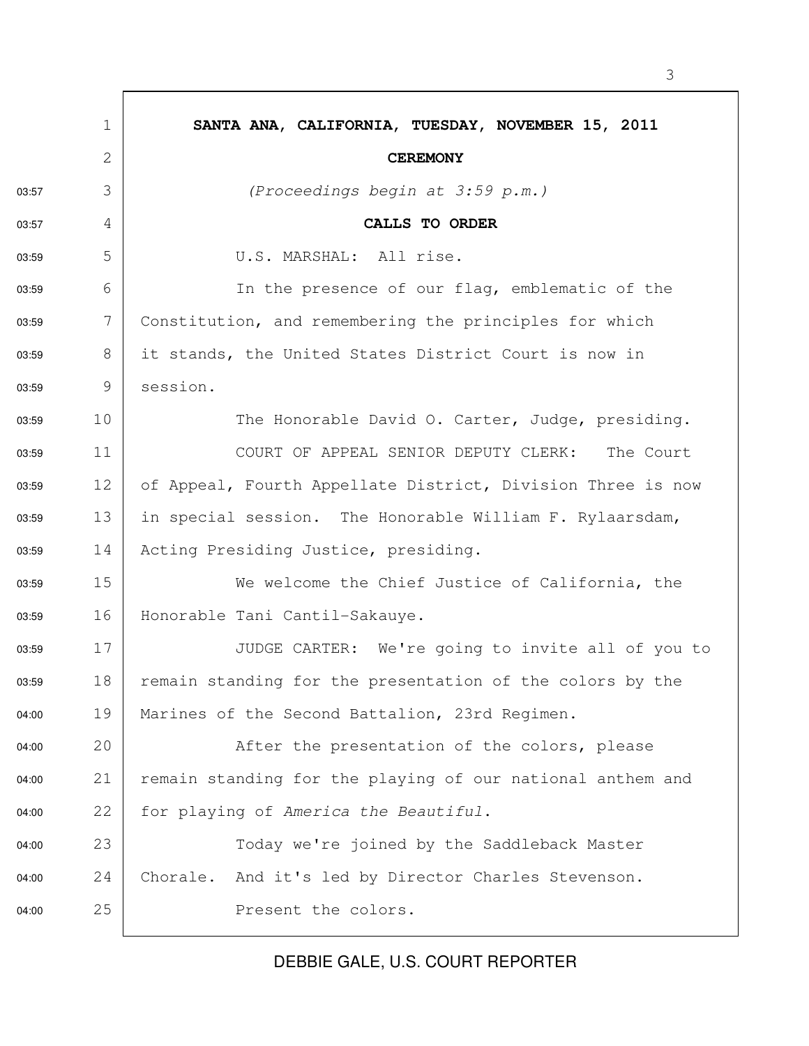**SANTA ANA, CALIFORNIA, TUESDAY, NOVEMBER 15, 2011**

**CEREMONY**

*(Proceedings begin at 3:59 p.m.)*

**CALLS TO ORDER**

U.S. MARSHAL: All rise.

In the presence of our flag, emblematic of the Constitution, and remembering the principles for which it stands, the United States District Court is now in session.

The Honorable David O. Carter, Judge, presiding.

COURT OF APPEAL SENIOR DEPUTY CLERK: The Court of Appeal, Fourth Appellate District, Division Three is now in special session. The Honorable William F. Rylaarsdam, Acting Presiding Justice, presiding.

We welcome the Chief Justice of California, the Honorable Tani Cantil-Sakauye.

JUDGE CARTER: We're going to invite all of you to remain standing for the presentation of the colors by the Marines of the Second Battalion, 23rd Regimen.

After the presentation of the colors, please remain standing for the playing of our national anthem and for playing of *America the Beautiful*.

Today we're joined by the Saddleback Master Chorale. And it's led by Director Charles Stevenson.

Present the colors.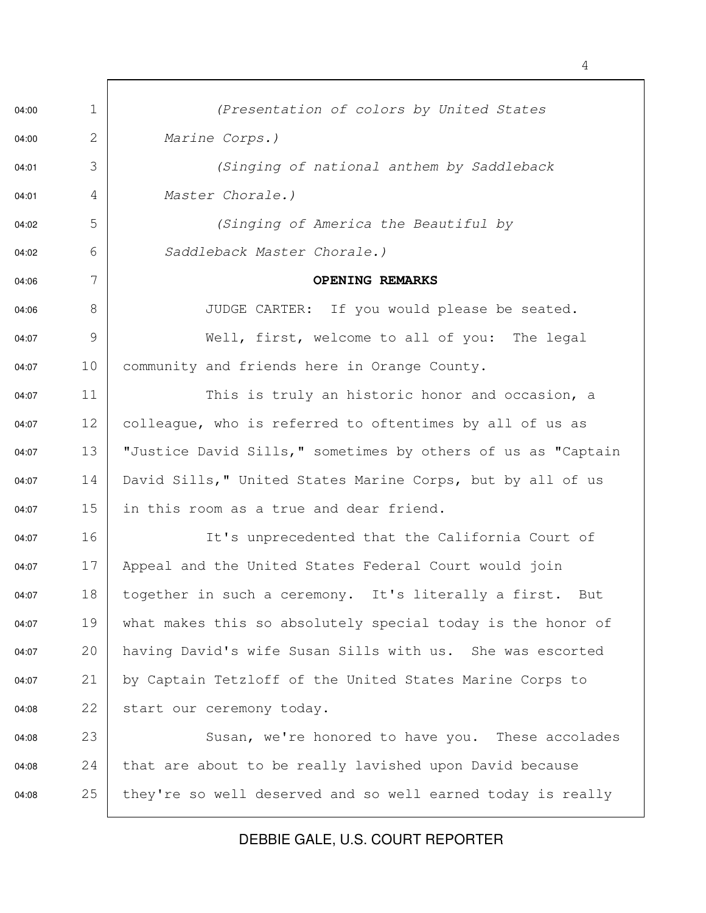*(Presentation of colors by United States Marine Corps.)*

*(Singing of national anthem by Saddleback Master Chorale.)*

*(Singing of America the Beautiful by Saddleback Master Chorale.)*

**OPENING REMARKS**

JUDGE CARTER: If you would please be seated.

Well, first, welcome to all of you: The legal community and friends here in Orange County.

This is truly an historic honor and occasion, a colleague, who is referred to oftentimes by all of us as "Justice David Sills," sometimes by others of us as "Captain David Sills," United States Marine Corps, but by all of us in this room as a true and dear friend.

It's unprecedented that the California Court of Appeal and the United States Federal Court would join together in such a ceremony. It's literally a first. But what makes this so absolutely special today is the honor of having David's wife Susan Sills with us. She was escorted by Captain Tetzloff of the United States Marine Corps to start our ceremony today.

Susan, we're honored to have you. These accolades that are about to be really lavished upon David because they're so well deserved and so well earned today is really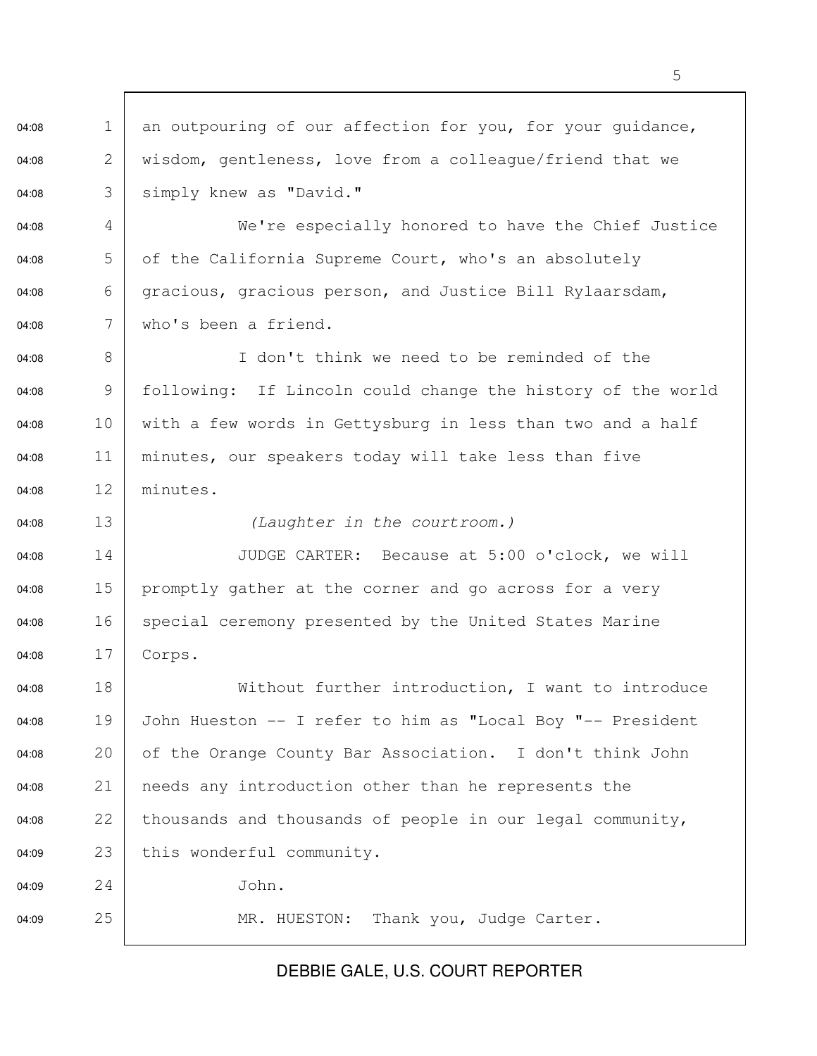an outpouring of our affection for you, for your guidance, wisdom, gentleness, love from a colleague/friend that we simply knew as "David."

We're especially honored to have the Chief Justice of the California Supreme Court, who's an absolutely gracious, gracious person, and Justice Bill Rylaarsdam, who's been a friend.

I don't think we need to be reminded of the following: If Lincoln could change the history of the world with a few words in Gettysburg in less than two and a half minutes, our speakers today will take less than five minutes.

*(Laughter in the courtroom.)*

JUDGE CARTER: Because at 5:00 o'clock, we will promptly gather at the corner and go across for a very special ceremony presented by the United States Marine Corps.

Without further introduction, I want to introduce John Hueston -- I refer to him as "Local Boy "-- President of the Orange County Bar Association. I don't think John needs any introduction other than he represents the thousands and thousands of people in our legal community, this wonderful community.

John.

MR. HUESTON: Thank you, Judge Carter.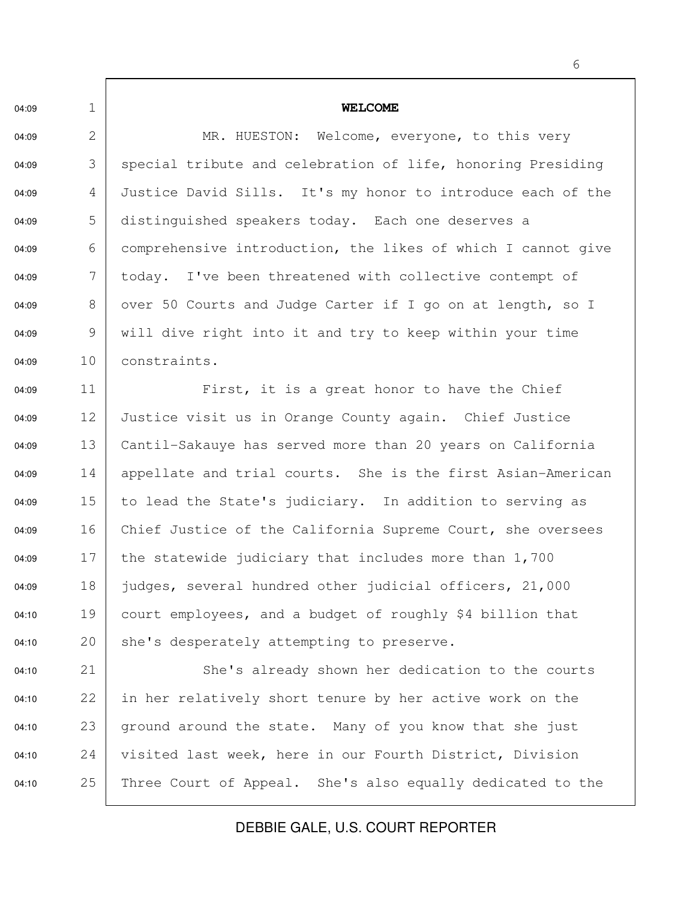## WELCOME

MR. HUESTON: Welcome, everyone, to this very special tribute and celebration of life, honoring Presiding Justice David Sills. It's my honor to introduce each of the distinguished speakers today. Each one deserves a comprehensive introduction, the likes of which I cannot give today. I've been threatened with collective contempt of over 50 Courts and Judge Carter if I go on at length, so I will dive right into it and try to keep within your time constraints.

First, it is a great honor to have the Chief Justice visit us in Orange County again. Chief Justice Cantil-Sakauye has served more than 20 years on California appellate and trial courts. She is the first Asian-American to lead the State's judiciary. In addition to serving as Chief Justice of the California Supreme Court, she oversees the statewide judiciary that includes more than 1,700 judges, several hundred other judicial officers, 21,000 court employees, and a budget of roughly $4 billion that she's desperately attempting to preserve.

She's already shown her dedication to the courts in her relatively short tenure by her active work on the ground around the state. Many of you know that she just visited last week, here in our Fourth District, Division Three Court of Appeal. She's also equally dedicated to the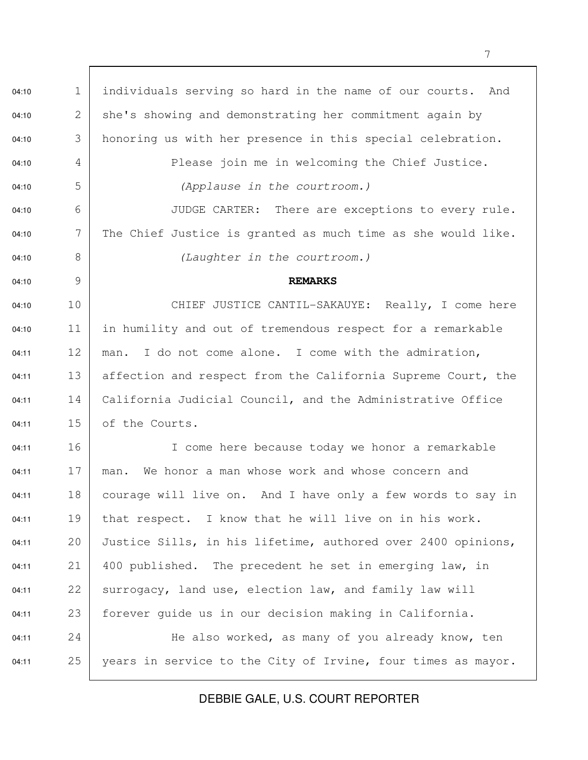individuals serving so hard in the name of our courts. And she's showing and demonstrating her commitment again by honoring us with her presence in this special celebration.

Please join me in welcoming the Chief Justice.

*(Applause in the courtroom.)*

JUDGE CARTER: There are exceptions to every rule. The Chief Justice is granted as much time as she would like.

*(Laughter in the courtroom.)*

**REMARKS**

CHIEF JUSTICE CANTIL-SAKAUYE: Really, I come here in humility and out of tremendous respect for a remarkable man. I do not come alone. I come with the admiration, affection and respect from the California Supreme Court, the California Judicial Council, and the Administrative Office of the Courts.

I come here because today we honor a remarkable man. We honor a man whose work and whose concern and courage will live on. And I have only a few words to say in that respect. I know that he will live on in his work. Justice Sills, in his lifetime, authored over 2400 opinions, 400 published. The precedent he set in emerging law, in surrogacy, land use, election law, and family law will forever guide us in our decision making in California.

He also worked, as many of you already know, ten years in service to the City of Irvine, four times as mayor.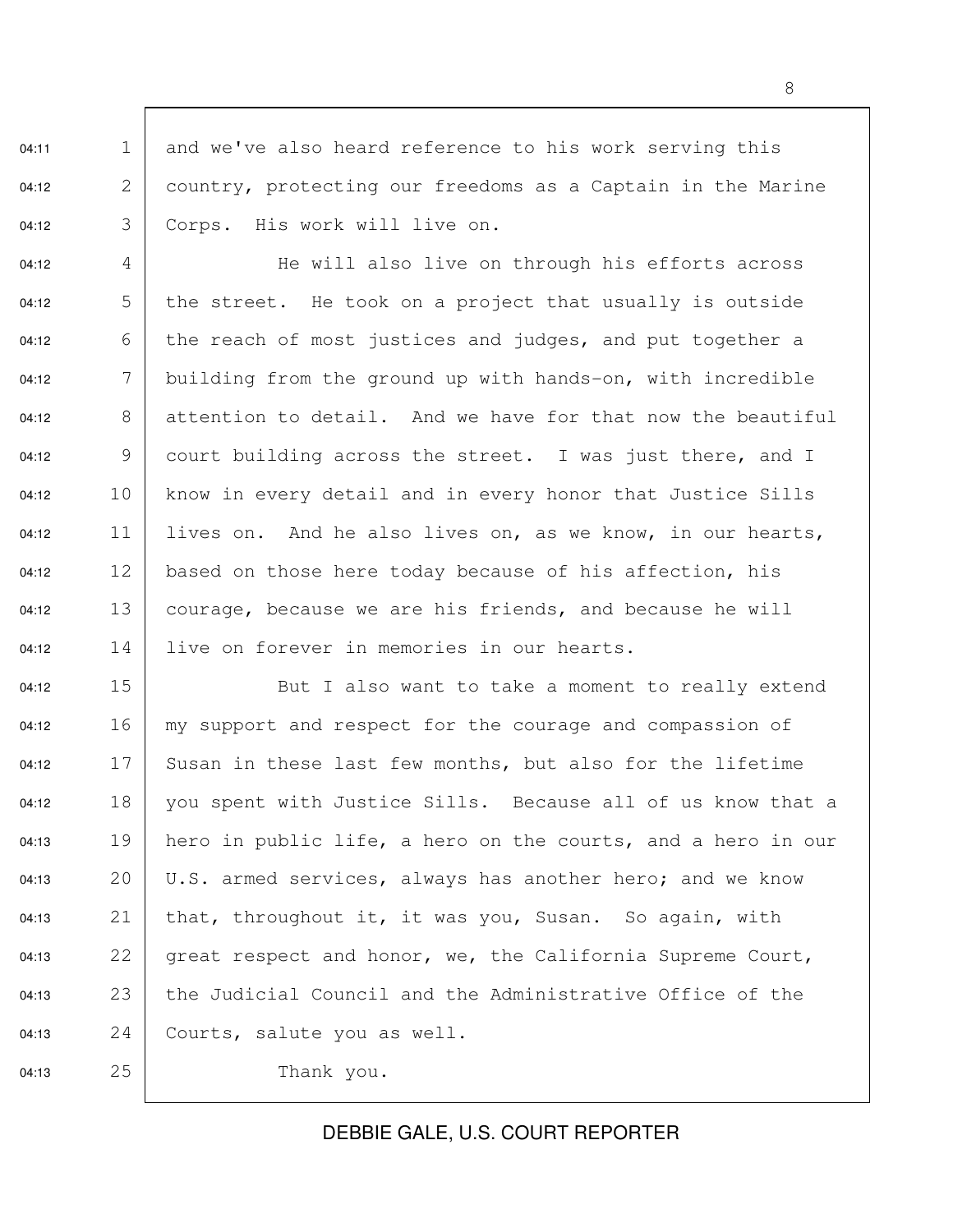and we've also heard reference to his work serving this country, protecting our freedoms as a Captain in the Marine Corps. His work will live on.

He will also live on through his efforts across the street. He took on a project that usually is outside the reach of most justices and judges, and put together a building from the ground up with hands-on, with incredible attention to detail. And we have for that now the beautiful court building across the street. I was just there, and I know in every detail and in every honor that Justice Sills lives on. And he also lives on, as we know, in our hearts, based on those here today because of his affection, his courage, because we are his friends, and because he will live on forever in memories in our hearts.

But I also want to take a moment to really extend my support and respect for the courage and compassion of Susan in these last few months, but also for the lifetime you spent with Justice Sills. Because all of us know that a hero in public life, a hero on the courts, and a hero in our U.S. armed services, always has another hero; and we know that, throughout it, it was you, Susan. So again, with great respect and honor, we, the California Supreme Court, the Judicial Council and the Administrative Office of the Courts, salute you as well.

Thank you.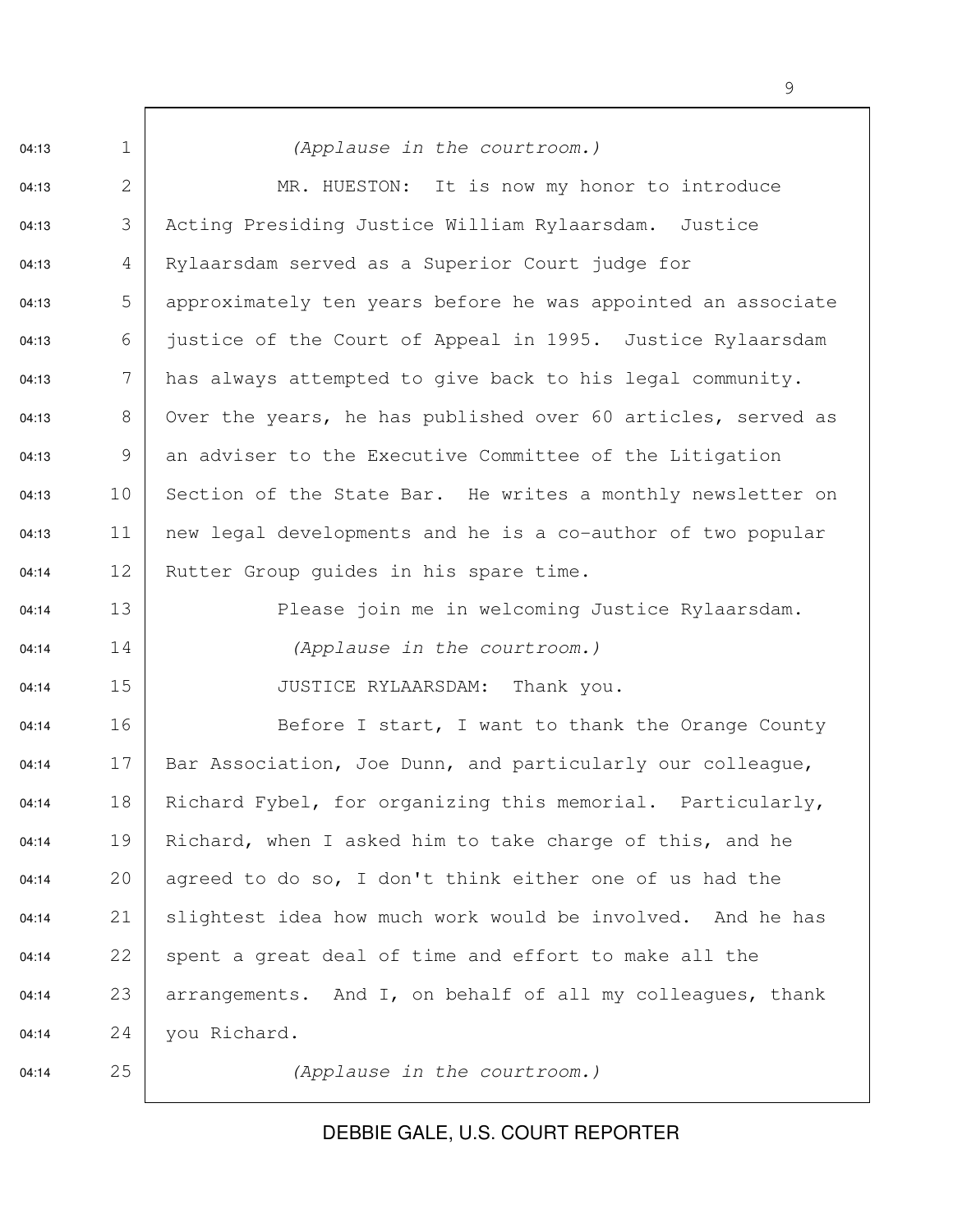*(Applause in the courtroom.)*

MR. HUESTON: It is now my honor to introduce Acting Presiding Justice William Rylaarsdam. Justice Rylaarsdam served as a Superior Court judge for approximately ten years before he was appointed an associate justice of the Court of Appeal in 1995. Justice Rylaarsdam has always attempted to give back to his legal community. Over the years, he has published over 60 articles, served as an adviser to the Executive Committee of the Litigation Section of the State Bar. He writes a monthly newsletter on new legal developments and he is a co-author of two popular Rutter Group guides in his spare time.

Please join me in welcoming Justice Rylaarsdam.

*(Applause in the courtroom.)*

JUSTICE RYLAARSDAM: Thank you.

Before I start, I want to thank the Orange County Bar Association, Joe Dunn, and particularly our colleague, Richard Fybel, for organizing this memorial. Particularly, Richard, when I asked him to take charge of this, and he agreed to do so, I don't think either one of us had the slightest idea how much work would be involved. And he has spent a great deal of time and effort to make all the arrangements. And I, on behalf of all my colleagues, thank you Richard.

*(Applause in the courtroom.)*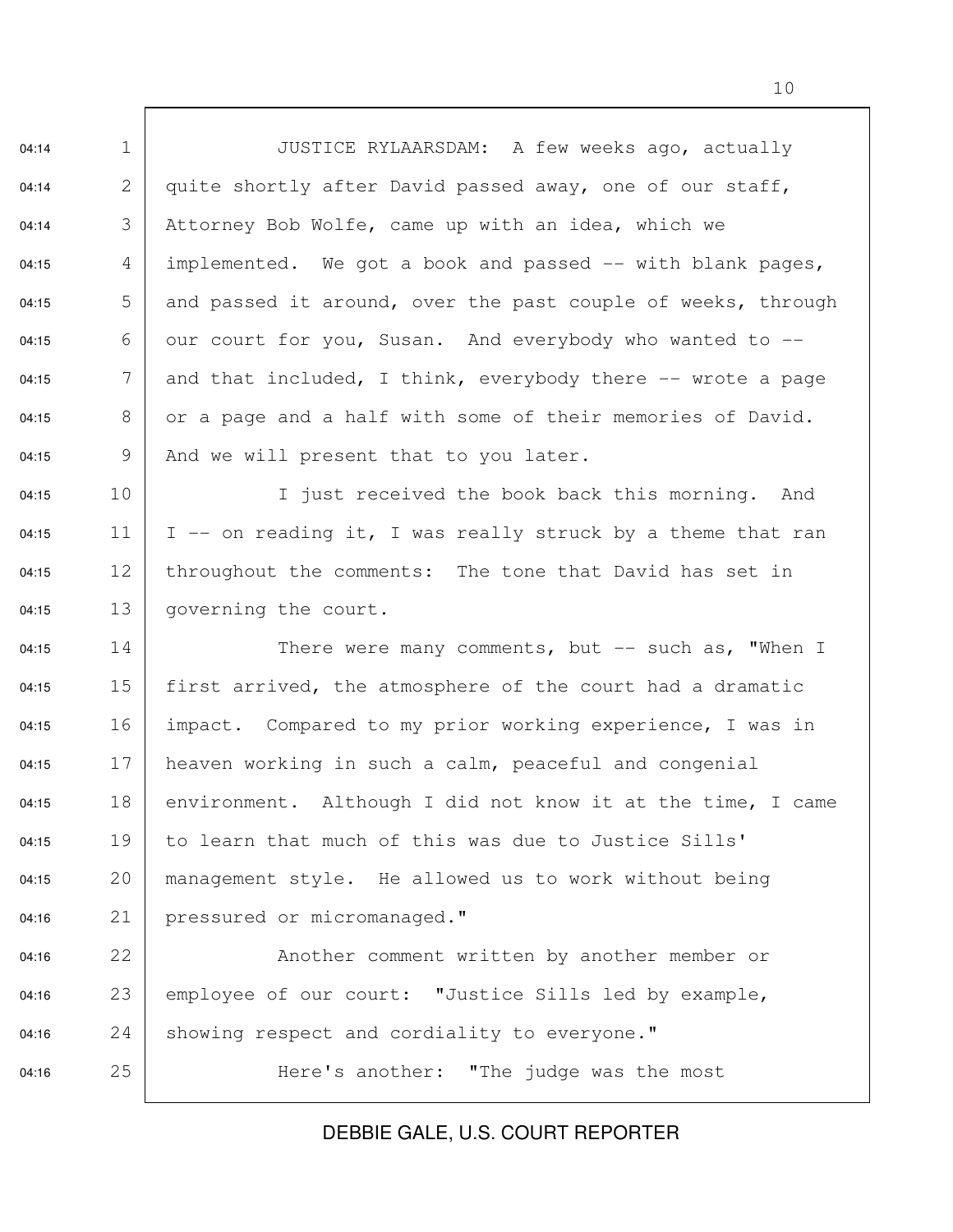JUSTICE RYLAARSDAM: A few weeks ago, actually quite shortly after David passed away, one of our staff, Attorney Bob Wolfe, came up with an idea, which we implemented. We got a book and passed -- with blank pages, and passed it around, over the past couple of weeks, through our court for you, Susan. And everybody who wanted to -- and that included, I think, everybody there -- wrote a page or a page and a half with some of their memories of David. And we will present that to you later.

I just received the book back this morning. And I -- on reading it, I was really struck by a theme that ran throughout the comments: The tone that David has set in governing the court.

There were many comments, but -- such as, "When I first arrived, the atmosphere of the court had a dramatic impact. Compared to my prior working experience, I was in heaven working in such a calm, peaceful and congenial environment. Although I did not know it at the time, I came to learn that much of this was due to Justice Sills' management style. He allowed us to work without being pressured or micromanaged."

Another comment written by another member or employee of our court: "Justice Sills led by example, showing respect and cordiality to everyone."

Here's another: "The judge was the most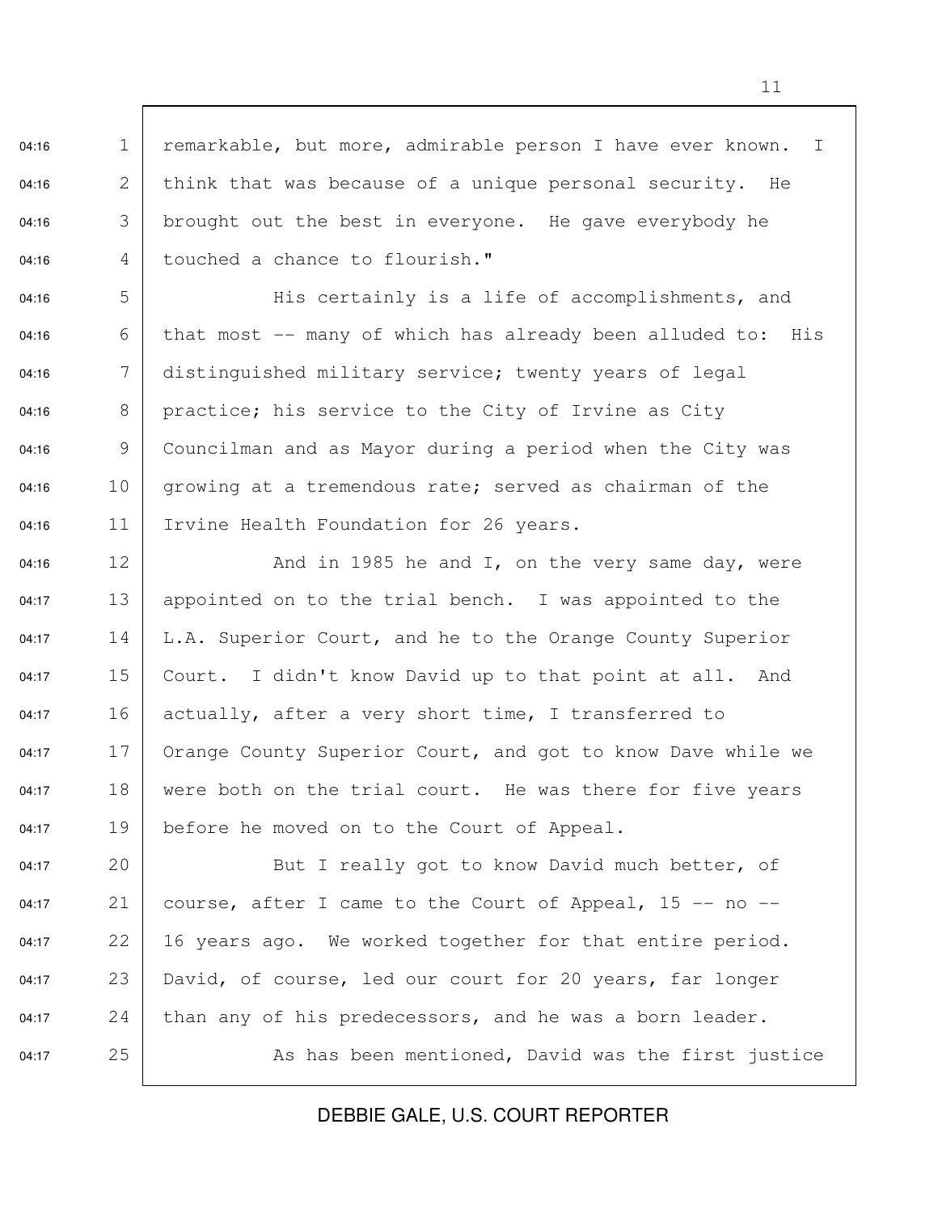remarkable, but more, admirable person I have ever known. I think that was because of a unique personal security. He brought out the best in everyone. He gave everybody he touched a chance to flourish."

His certainly is a life of accomplishments, and that most -- many of which has already been alluded to: His distinguished military service; twenty years of legal practice; his service to the City of Irvine as City Councilman and as Mayor during a period when the City was growing at a tremendous rate; served as chairman of the Irvine Health Foundation for 26 years.

And in 1985 he and I, on the very same day, were appointed on to the trial bench. I was appointed to the L.A. Superior Court, and he to the Orange County Superior Court. I didn't know David up to that point at all. And actually, after a very short time, I transferred to Orange County Superior Court, and got to know Dave while we were both on the trial court. He was there for five years before he moved on to the Court of Appeal.

But I really got to know David much better, of course, after I came to the Court of Appeal, 15 -- no -- 16 years ago. We worked together for that entire period. David, of course, led our court for 20 years, far longer than any of his predecessors, and he was a born leader.

As has been mentioned, David was the first justice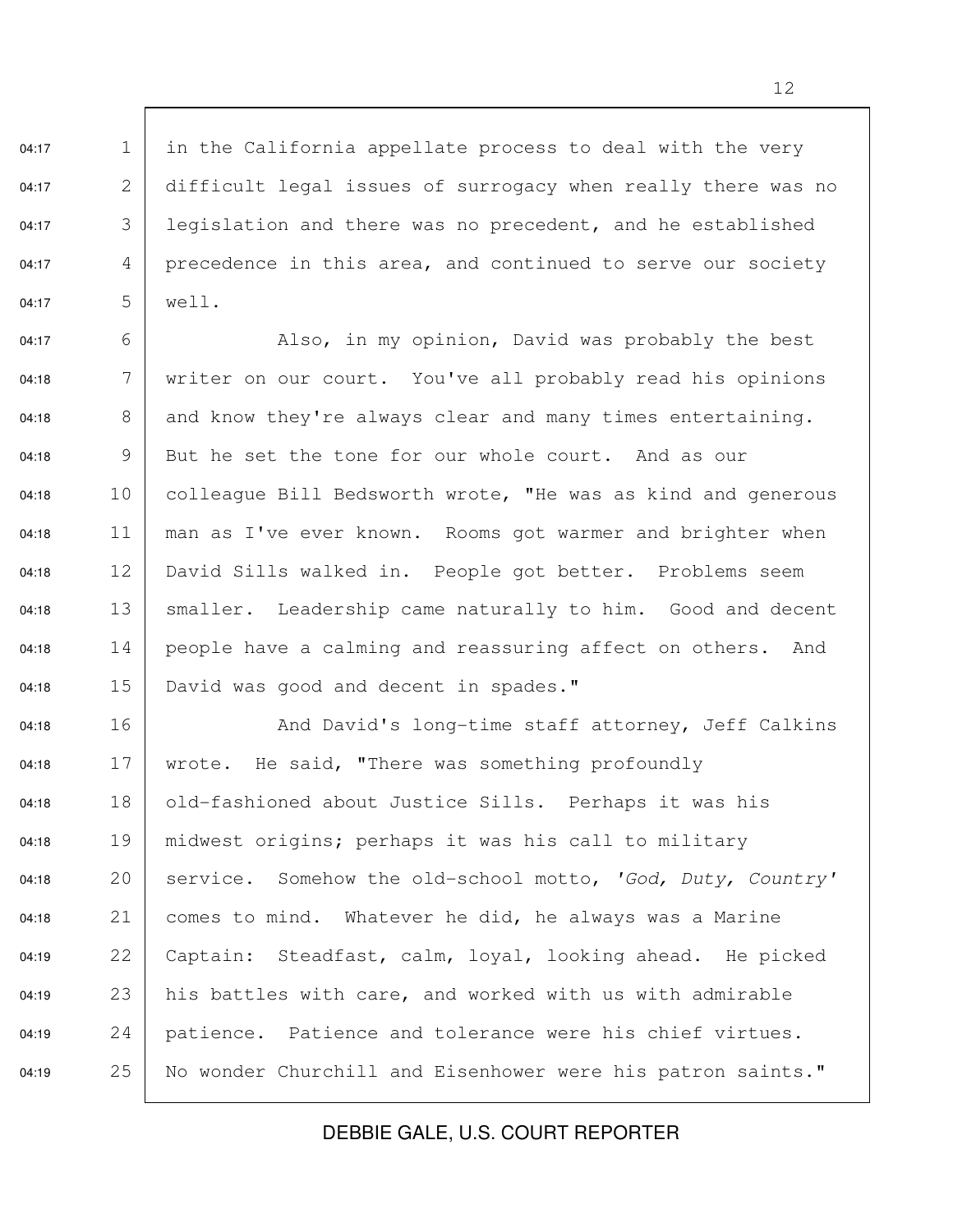in the California appellate process to deal with the very difficult legal issues of surrogacy when really there was no legislation and there was no precedent, and he established precedence in this area, and continued to serve our society well.

Also, in my opinion, David was probably the best writer on our court. You've all probably read his opinions and know they're always clear and many times entertaining. But he set the tone for our whole court. And as our colleague Bill Bedsworth wrote, "He was as kind and generous man as I've ever known. Rooms got warmer and brighter when David Sills walked in. People got better. Problems seem smaller. Leadership came naturally to him. Good and decent people have a calming and reassuring affect on others. And David was good and decent in spades."

And David's long-time staff attorney, Jeff Calkins wrote. He said, "There was something profoundly old-fashioned about Justice Sills. Perhaps it was his midwest origins; perhaps it was his call to military service. Somehow the old-school motto, *'God, Duty, Country'* comes to mind. Whatever he did, he always was a Marine Captain: Steadfast, calm, loyal, looking ahead. He picked his battles with care, and worked with us with admirable patience. Patience and tolerance were his chief virtues. No wonder Churchill and Eisenhower were his patron saints."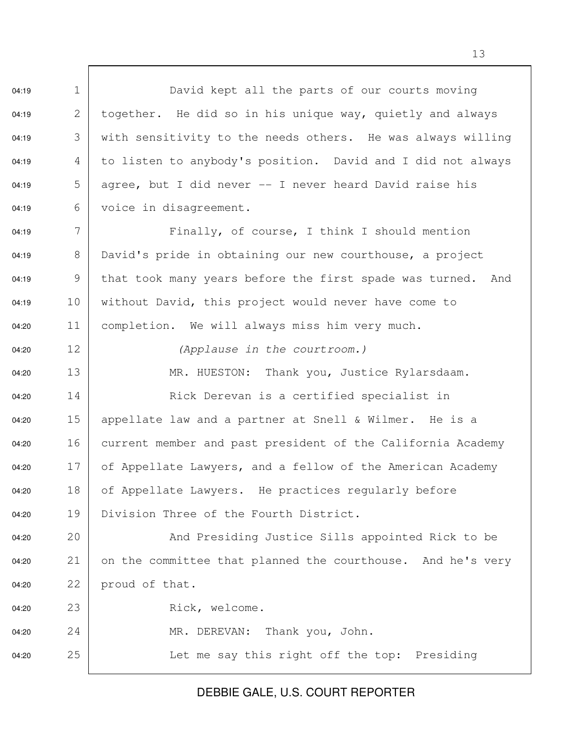David kept all the parts of our courts moving together. He did so in his unique way, quietly and always with sensitivity to the needs others. He was always willing to listen to anybody's position. David and I did not always agree, but I did never -- I never heard David raise his voice in disagreement.

Finally, of course, I think I should mention David's pride in obtaining our new courthouse, a project that took many years before the first spade was turned. And without David, this project would never have come to completion. We will always miss him very much.

*(Applause in the courtroom.)*

MR. HUESTON: Thank you, Justice Rylarsdaam.

Rick Derevan is a certified specialist in appellate law and a partner at Snell & Wilmer. He is a current member and past president of the California Academy of Appellate Lawyers, and a fellow of the American Academy of Appellate Lawyers. He practices regularly before Division Three of the Fourth District.

And Presiding Justice Sills appointed Rick to be on the committee that planned the courthouse. And he's very proud of that.

Rick, welcome.

MR. DEREVAN: Thank you, John.

Let me say this right off the top: Presiding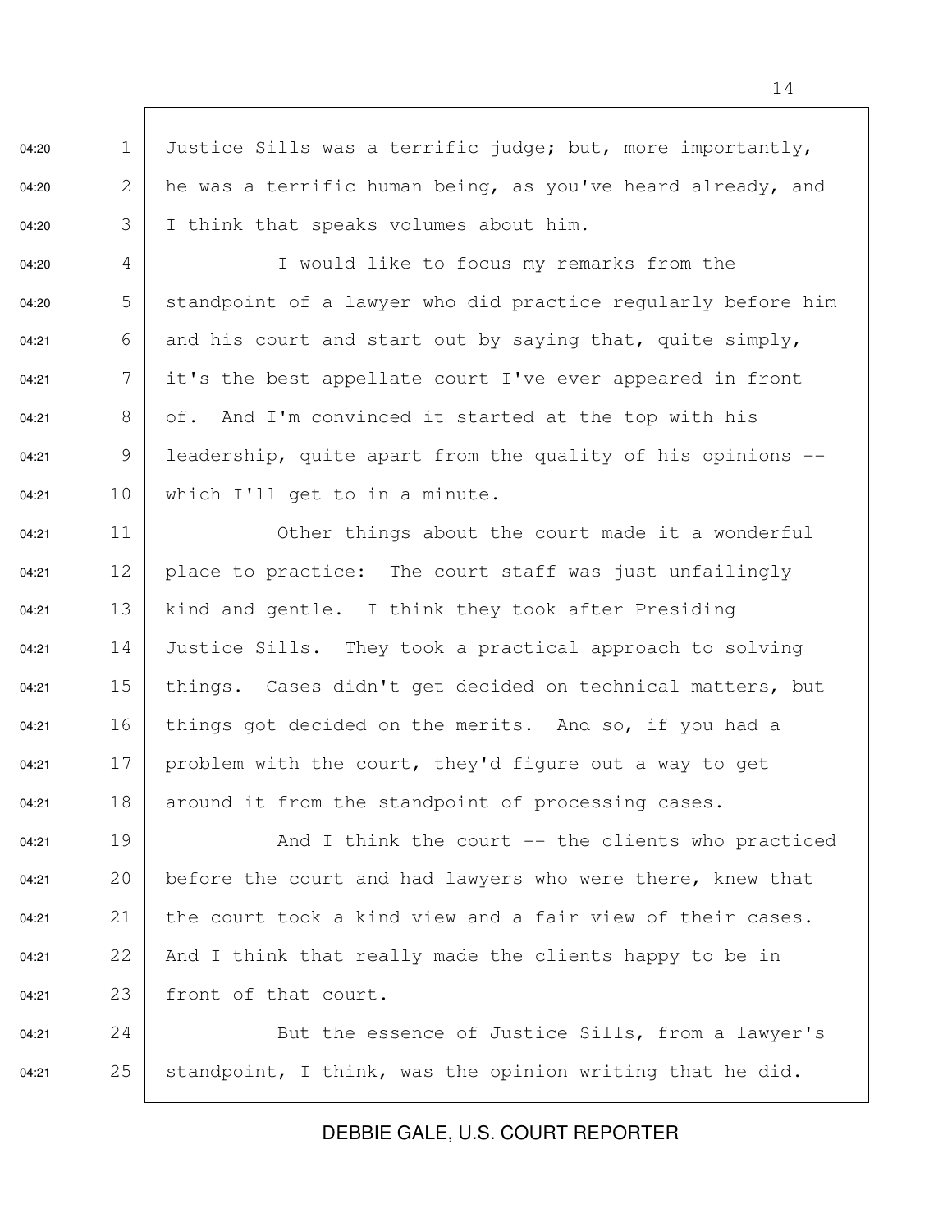Justice Sills was a terrific judge; but, more importantly, he was a terrific human being, as you've heard already, and I think that speaks volumes about him.

I would like to focus my remarks from the standpoint of a lawyer who did practice regularly before him and his court and start out by saying that, quite simply, it's the best appellate court I've ever appeared in front of. And I'm convinced it started at the top with his leadership, quite apart from the quality of his opinions -- which I'll get to in a minute.

Other things about the court made it a wonderful place to practice: The court staff was just unfailingly kind and gentle. I think they took after Presiding Justice Sills. They took a practical approach to solving things. Cases didn't get decided on technical matters, but things got decided on the merits. And so, if you had a problem with the court, they'd figure out a way to get around it from the standpoint of processing cases.

And I think the court -- the clients who practiced before the court and had lawyers who were there, knew that the court took a kind view and a fair view of their cases. And I think that really made the clients happy to be in front of that court.

But the essence of Justice Sills, from a lawyer's standpoint, I think, was the opinion writing that he did.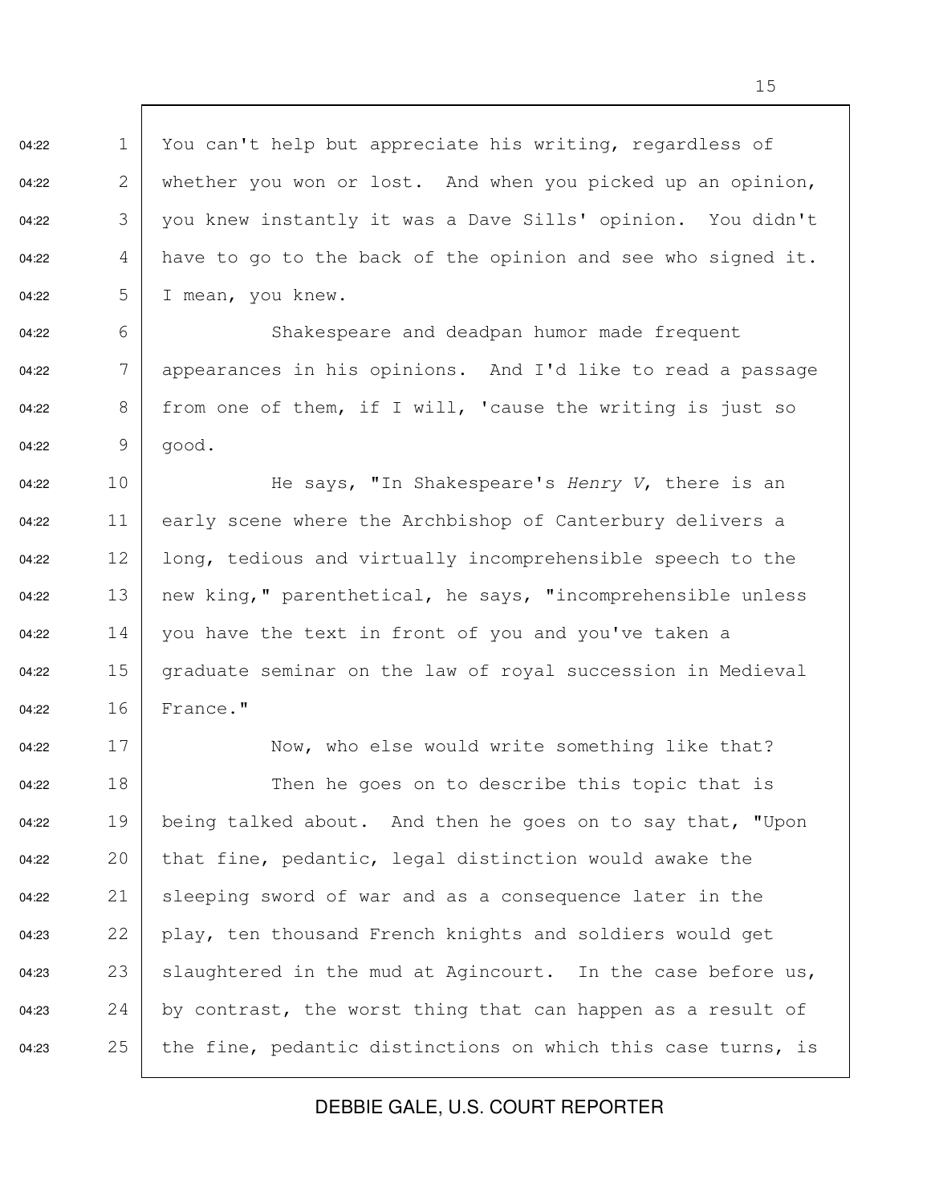You can't help but appreciate his writing, regardless of whether you won or lost. And when you picked up an opinion, you knew instantly it was a Dave Sills' opinion. You didn't have to go to the back of the opinion and see who signed it. I mean, you knew.

Shakespeare and deadpan humor made frequent appearances in his opinions. And I'd like to read a passage from one of them, if I will, 'cause the writing is just so good.

He says, "In Shakespeare's *Henry V*, there is an early scene where the Archbishop of Canterbury delivers a long, tedious and virtually incomprehensible speech to the new king," parenthetical, he says, "incomprehensible unless you have the text in front of you and you've taken a graduate seminar on the law of royal succession in Medieval France."

Now, who else would write something like that?

Then he goes on to describe this topic that is being talked about. And then he goes on to say that, "Upon that fine, pedantic, legal distinction would awake the sleeping sword of war and as a consequence later in the play, ten thousand French knights and soldiers would get slaughtered in the mud at Agincourt. In the case before us, by contrast, the worst thing that can happen as a result of the fine, pedantic distinctions on which this case turns, is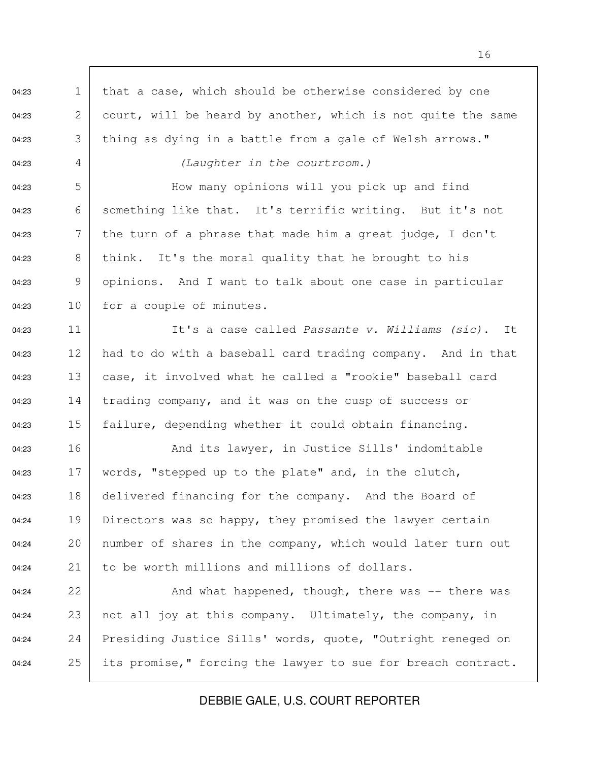that a case, which should be otherwise considered by one court, will be heard by another, which is not quite the same thing as dying in a battle from a gale of Welsh arrows."

*(Laughter in the courtroom.)*

How many opinions will you pick up and find something like that. It's terrific writing. But it's not the turn of a phrase that made him a great judge, I don't think. It's the moral quality that he brought to his opinions. And I want to talk about one case in particular for a couple of minutes.

It's a case called *Passante v. Williams (sic)*. It had to do with a baseball card trading company. And in that case, it involved what he called a "rookie" baseball card trading company, and it was on the cusp of success or failure, depending whether it could obtain financing.

And its lawyer, in Justice Sills' indomitable words, "stepped up to the plate" and, in the clutch, delivered financing for the company. And the Board of Directors was so happy, they promised the lawyer certain number of shares in the company, which would later turn out to be worth millions and millions of dollars.

And what happened, though, there was -- there was not all joy at this company. Ultimately, the company, in Presiding Justice Sills' words, quote, "Outright reneged on its promise," forcing the lawyer to sue for breach contract.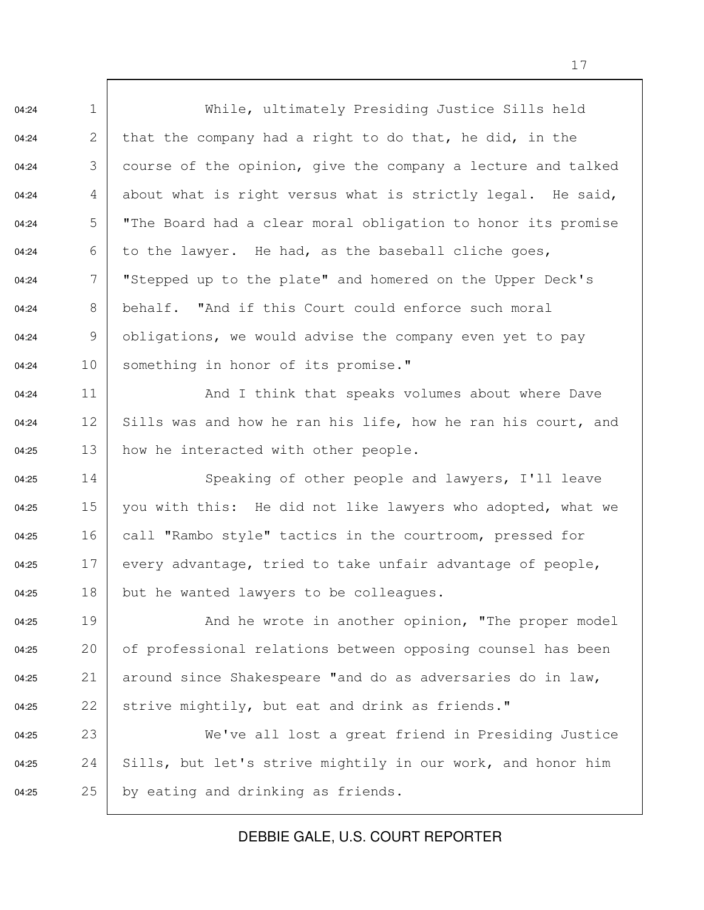While, ultimately Presiding Justice Sills held that the company had a right to do that, he did, in the course of the opinion, give the company a lecture and talked about what is right versus what is strictly legal. He said, "The Board had a clear moral obligation to honor its promise to the lawyer. He had, as the baseball cliche goes, "Stepped up to the plate" and homered on the Upper Deck's behalf. "And if this Court could enforce such moral obligations, we would advise the company even yet to pay something in honor of its promise."

And I think that speaks volumes about where Dave Sills was and how he ran his life, how he ran his court, and how he interacted with other people.

Speaking of other people and lawyers, I'll leave you with this: He did not like lawyers who adopted, what we call "Rambo style" tactics in the courtroom, pressed for every advantage, tried to take unfair advantage of people, but he wanted lawyers to be colleagues.

And he wrote in another opinion, "The proper model of professional relations between opposing counsel has been around since Shakespeare "and do as adversaries do in law, strive mightily, but eat and drink as friends."

We've all lost a great friend in Presiding Justice Sills, but let's strive mightily in our work, and honor him by eating and drinking as friends.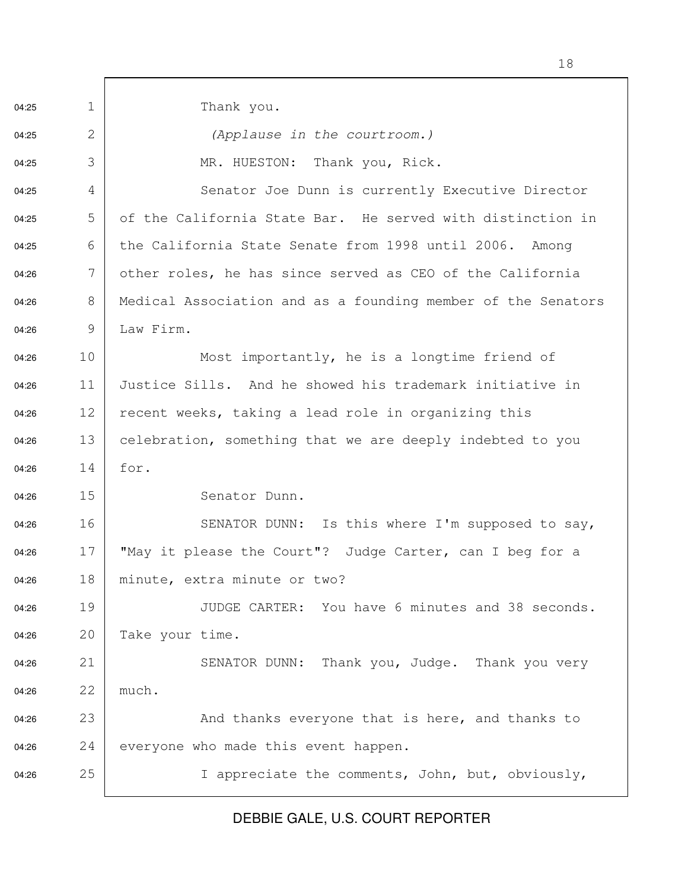Thank you.

*(Applause in the courtroom.)*

MR. HUESTON: Thank you, Rick.

Senator Joe Dunn is currently Executive Director of the California State Bar. He served with distinction in the California State Senate from 1998 until 2006. Among other roles, he has since served as CEO of the California Medical Association and as a founding member of the Senators Law Firm.

Most importantly, he is a longtime friend of Justice Sills. And he showed his trademark initiative in recent weeks, taking a lead role in organizing this celebration, something that we are deeply indebted to you for.

Senator Dunn.

SENATOR DUNN: Is this where I'm supposed to say, "May it please the Court"? Judge Carter, can I beg for a minute, extra minute or two?

JUDGE CARTER: You have 6 minutes and 38 seconds. Take your time.

SENATOR DUNN: Thank you, Judge. Thank you very much.

And thanks everyone that is here, and thanks to everyone who made this event happen.

I appreciate the comments, John, but, obviously,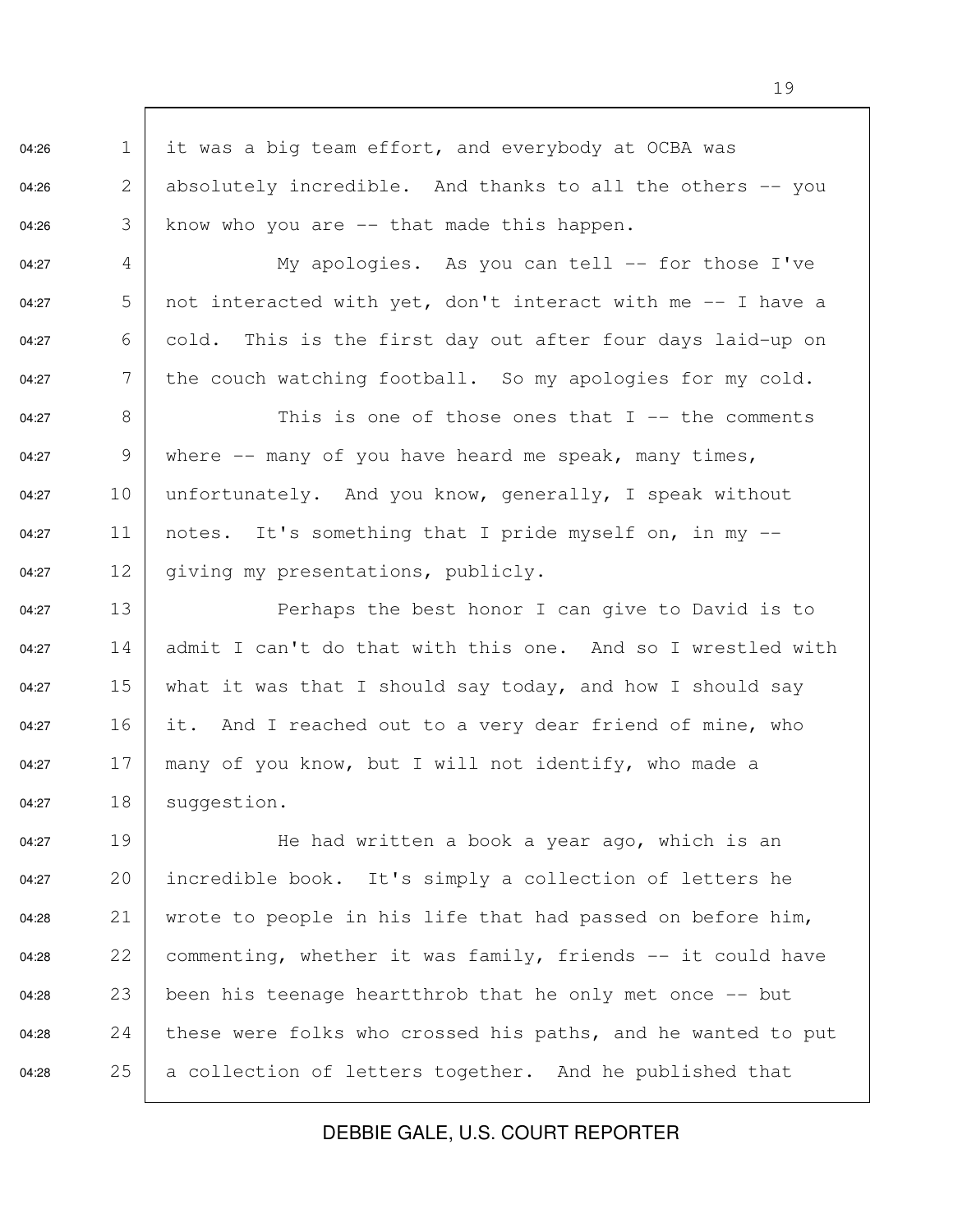it was a big team effort, and everybody at OCBA was absolutely incredible. And thanks to all the others -- you know who you are -- that made this happen.

My apologies. As you can tell -- for those I've not interacted with yet, don't interact with me -- I have a cold. This is the first day out after four days laid-up on the couch watching football. So my apologies for my cold.

This is one of those ones that I -- the comments where -- many of you have heard me speak, many times, unfortunately. And you know, generally, I speak without notes. It's something that I pride myself on, in my -- giving my presentations, publicly.

Perhaps the best honor I can give to David is to admit I can't do that with this one. And so I wrestled with what it was that I should say today, and how I should say it. And I reached out to a very dear friend of mine, who many of you know, but I will not identify, who made a suggestion.

He had written a book a year ago, which is an incredible book. It's simply a collection of letters he wrote to people in his life that had passed on before him, commenting, whether it was family, friends -- it could have been his teenage heartthrob that he only met once -- but these were folks who crossed his paths, and he wanted to put a collection of letters together. And he published that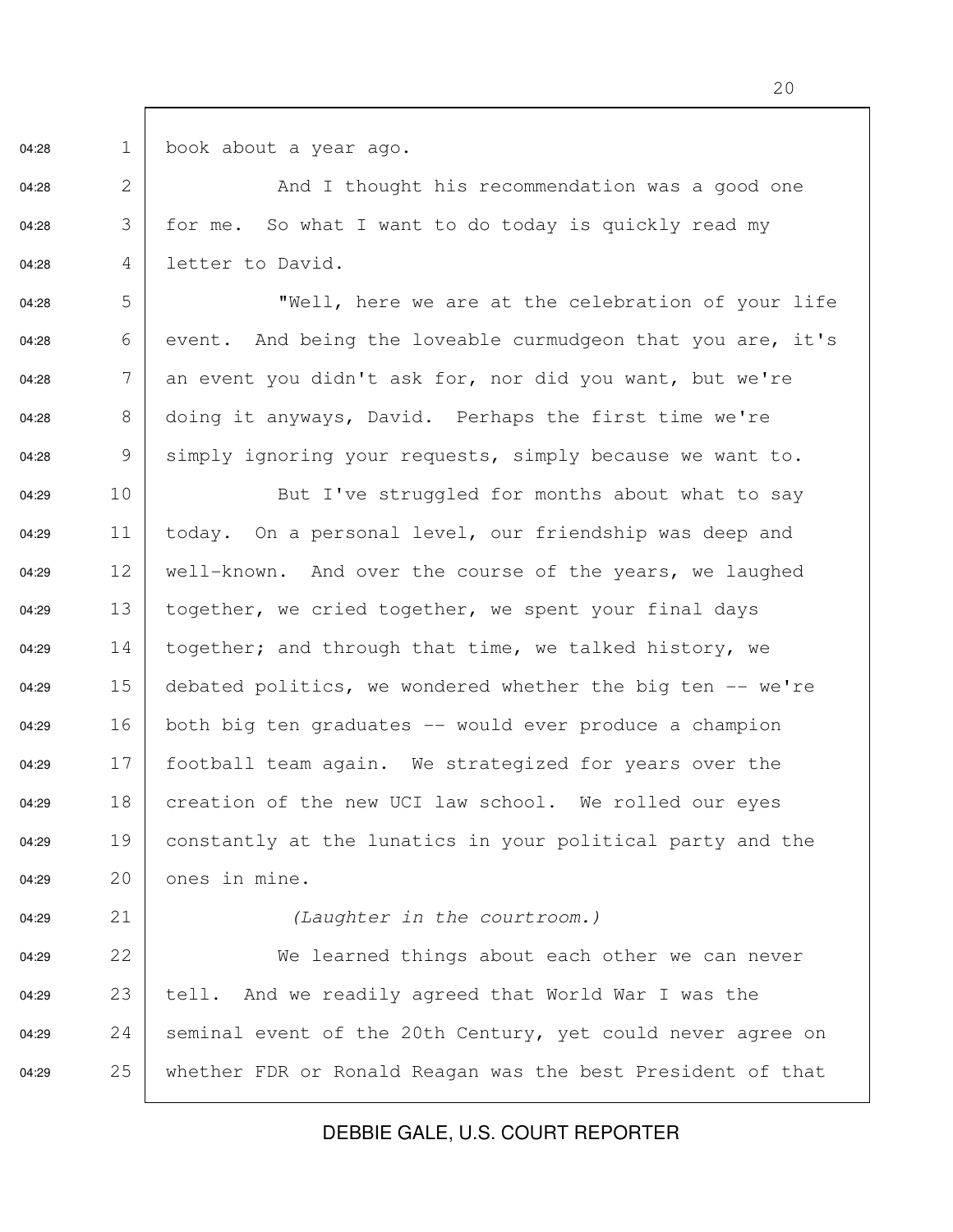book about a year ago.

And I thought his recommendation was a good one for me. So what I want to do today is quickly read my letter to David.

"Well, here we are at the celebration of your life event. And being the loveable curmudgeon that you are, it's an event you didn't ask for, nor did you want, but we're doing it anyways, David. Perhaps the first time we're simply ignoring your requests, simply because we want to.

But I've struggled for months about what to say today. On a personal level, our friendship was deep and well-known. And over the course of the years, we laughed together, we cried together, we spent your final days together; and through that time, we talked history, we debated politics, we wondered whether the big ten -- we're both big ten graduates -- would ever produce a champion football team again. We strategized for years over the creation of the new UCI law school. We rolled our eyes constantly at the lunatics in your political party and the ones in mine.

*(Laughter in the courtroom.)*

We learned things about each other we can never tell. And we readily agreed that World War I was the seminal event of the 20th Century, yet could never agree on whether FDR or Ronald Reagan was the best President of that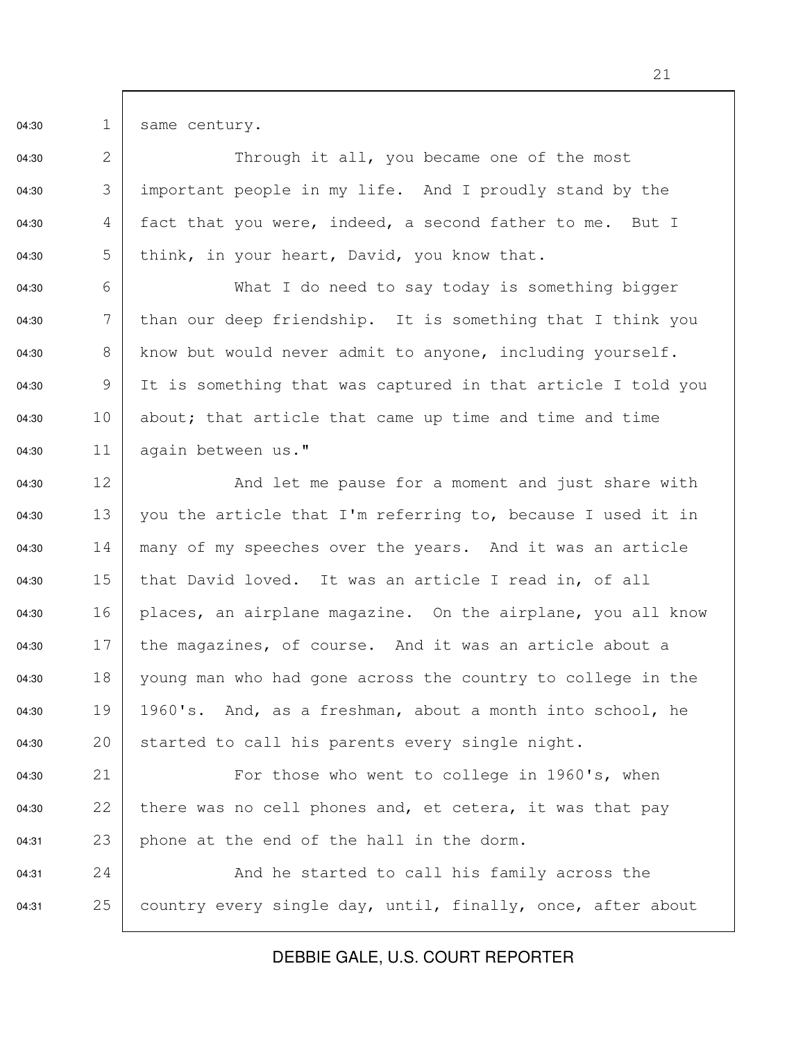same century.

Through it all, you became one of the most important people in my life. And I proudly stand by the fact that you were, indeed, a second father to me. But I think, in your heart, David, you know that.

What I do need to say today is something bigger than our deep friendship. It is something that I think you know but would never admit to anyone, including yourself. It is something that was captured in that article I told you about; that article that came up time and time and time again between us."

And let me pause for a moment and just share with you the article that I'm referring to, because I used it in many of my speeches over the years. And it was an article that David loved. It was an article I read in, of all places, an airplane magazine. On the airplane, you all know the magazines, of course. And it was an article about a young man who had gone across the country to college in the 1960's. And, as a freshman, about a month into school, he started to call his parents every single night.

For those who went to college in 1960's, when there was no cell phones and, et cetera, it was that pay phone at the end of the hall in the dorm.

And he started to call his family across the country every single day, until, finally, once, after about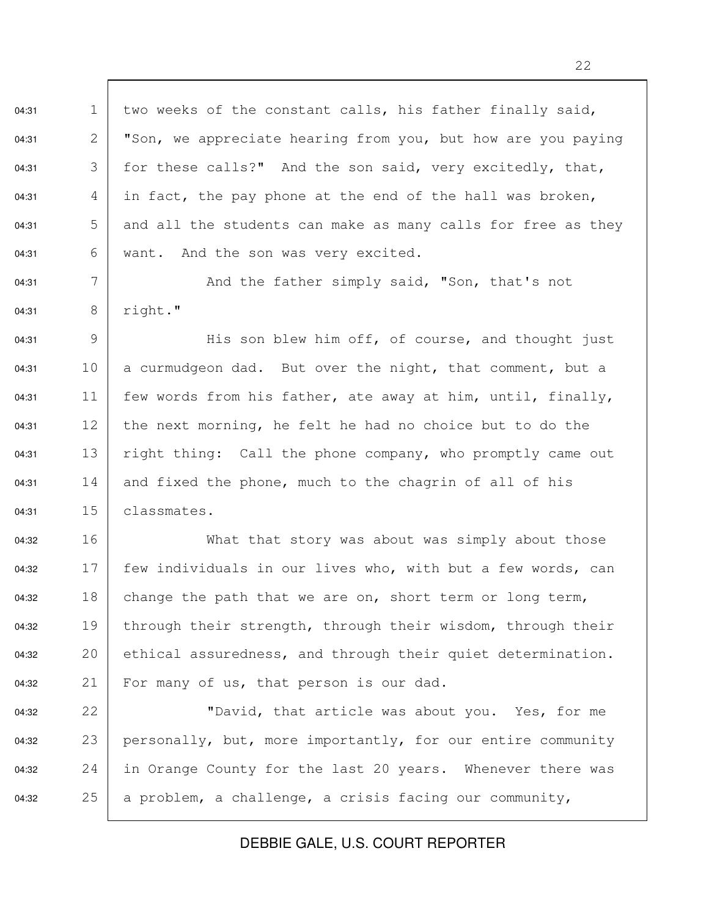two weeks of the constant calls, his father finally said, "Son, we appreciate hearing from you, but how are you paying for these calls?" And the son said, very excitedly, that, in fact, the pay phone at the end of the hall was broken, and all the students can make as many calls for free as they want. And the son was very excited.

And the father simply said, "Son, that's not right."

His son blew him off, of course, and thought just a curmudgeon dad. But over the night, that comment, but a few words from his father, ate away at him, until, finally, the next morning, he felt he had no choice but to do the right thing: Call the phone company, who promptly came out and fixed the phone, much to the chagrin of all of his classmates.

What that story was about was simply about those few individuals in our lives who, with but a few words, can change the path that we are on, short term or long term, through their strength, through their wisdom, through their ethical assuredness, and through their quiet determination. For many of us, that person is our dad.

"David, that article was about you. Yes, for me personally, but, more importantly, for our entire community in Orange County for the last 20 years. Whenever there was a problem, a challenge, a crisis facing our community,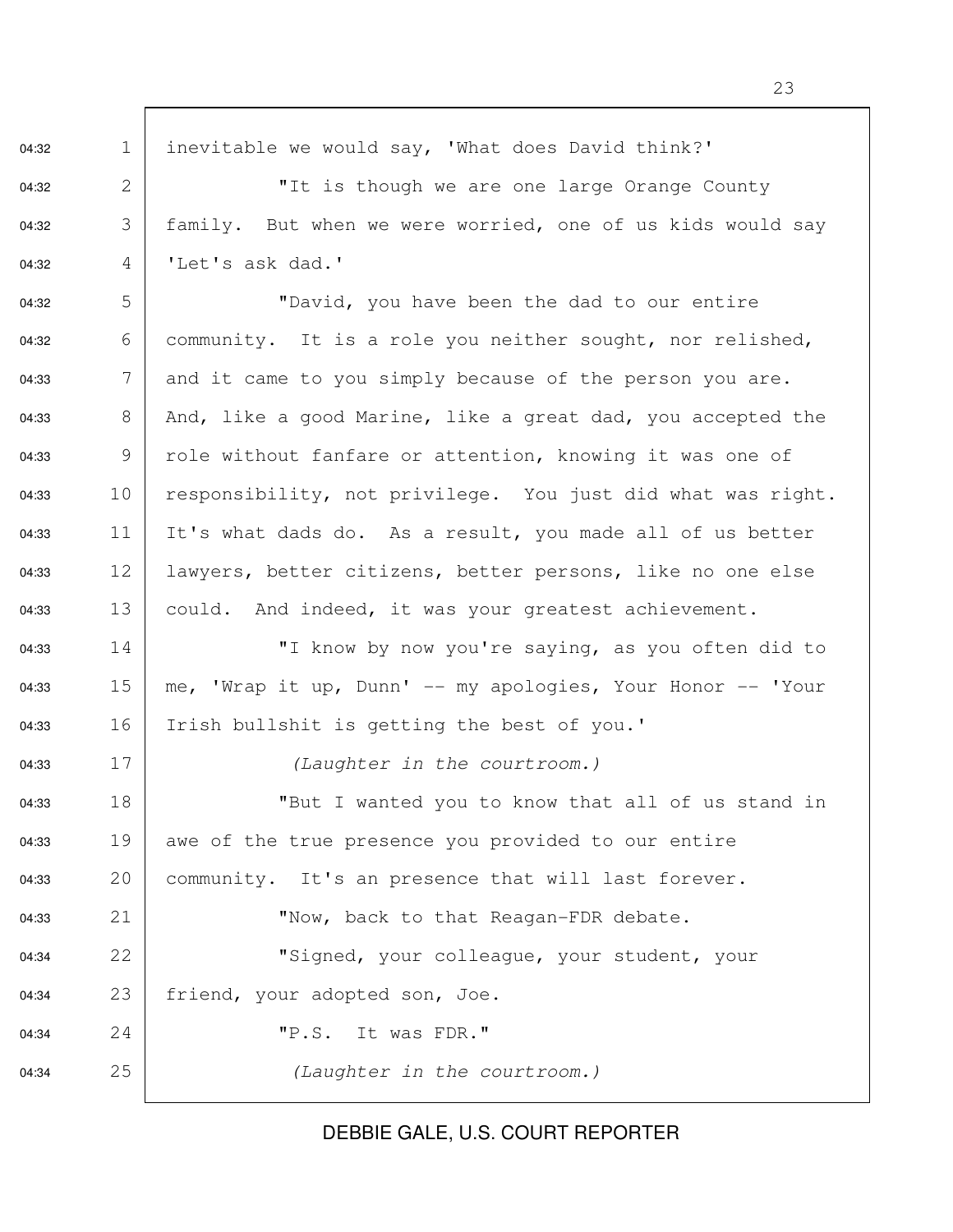inevitable we would say, 'What does David think?'

"It is though we are one large Orange County family. But when we were worried, one of us kids would say 'Let's ask dad.'

"David, you have been the dad to our entire community. It is a role you neither sought, nor relished, and it came to you simply because of the person you are. And, like a good Marine, like a great dad, you accepted the role without fanfare or attention, knowing it was one of responsibility, not privilege. You just did what was right. It's what dads do. As a result, you made all of us better lawyers, better citizens, better persons, like no one else could. And indeed, it was your greatest achievement.

"I know by now you're saying, as you often did to me, 'Wrap it up, Dunn' -- my apologies, Your Honor -- 'Your Irish bullshit is getting the best of you.'

*(Laughter in the courtroom.)*

"But I wanted you to know that all of us stand in awe of the true presence you provided to our entire community. It's an presence that will last forever.

"Now, back to that Reagan-FDR debate.

"Signed, your colleague, your student, your friend, your adopted son, Joe.

"P.S. It was FDR."

*(Laughter in the courtroom.)*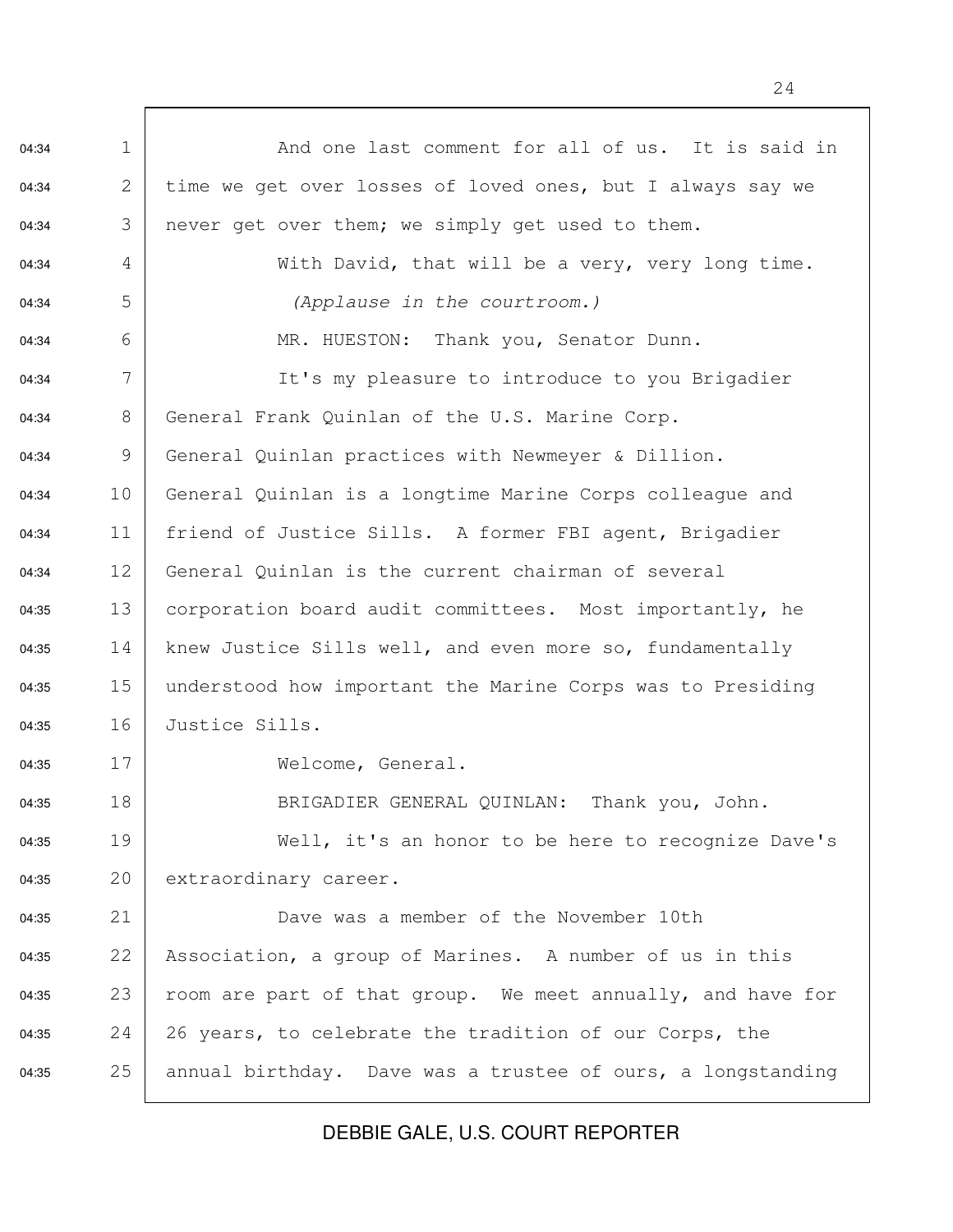And one last comment for all of us. It is said in time we get over losses of loved ones, but I always say we never get over them; we simply get used to them.

With David, that will be a very, very long time.

*(Applause in the courtroom.)*

MR. HUESTON: Thank you, Senator Dunn.

It's my pleasure to introduce to you Brigadier General Frank Quinlan of the U.S. Marine Corp. General Quinlan practices with Newmeyer & Dillion. General Quinlan is a longtime Marine Corps colleague and friend of Justice Sills. A former FBI agent, Brigadier General Quinlan is the current chairman of several corporation board audit committees. Most importantly, he knew Justice Sills well, and even more so, fundamentally understood how important the Marine Corps was to Presiding Justice Sills.

Welcome, General.

BRIGADIER GENERAL QUINLAN: Thank you, John.

Well, it's an honor to be here to recognize Dave's extraordinary career.

Dave was a member of the November 10th Association, a group of Marines. A number of us in this room are part of that group. We meet annually, and have for 26 years, to celebrate the tradition of our Corps, the annual birthday. Dave was a trustee of ours, a longstanding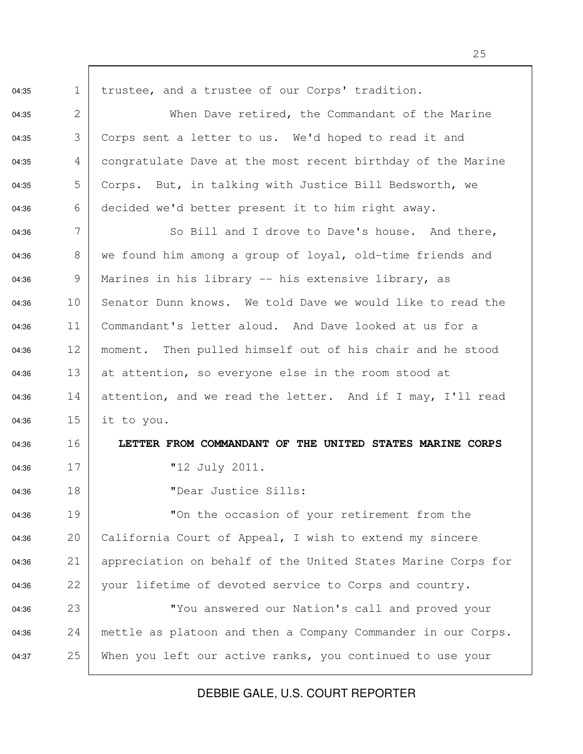trustee, and a trustee of our Corps' tradition.

When Dave retired, the Commandant of the Marine Corps sent a letter to us. We'd hoped to read it and congratulate Dave at the most recent birthday of the Marine Corps. But, in talking with Justice Bill Bedsworth, we decided we'd better present it to him right away.

So Bill and I drove to Dave's house. And there, we found him among a group of loyal, old-time friends and Marines in his library -- his extensive library, as Senator Dunn knows. We told Dave we would like to read the Commandant's letter aloud. And Dave looked at us for a moment. Then pulled himself out of his chair and he stood at attention, so everyone else in the room stood at attention, and we read the letter. And if I may, I'll read it to you.

**LETTER FROM COMMANDANT OF THE UNITED STATES MARINE CORPS**

"12 July 2011.

"Dear Justice Sills:

"On the occasion of your retirement from the California Court of Appeal, I wish to extend my sincere appreciation on behalf of the United States Marine Corps for your lifetime of devoted service to Corps and country.

"You answered our Nation's call and proved your mettle as platoon and then a Company Commander in our Corps. When you left our active ranks, you continued to use your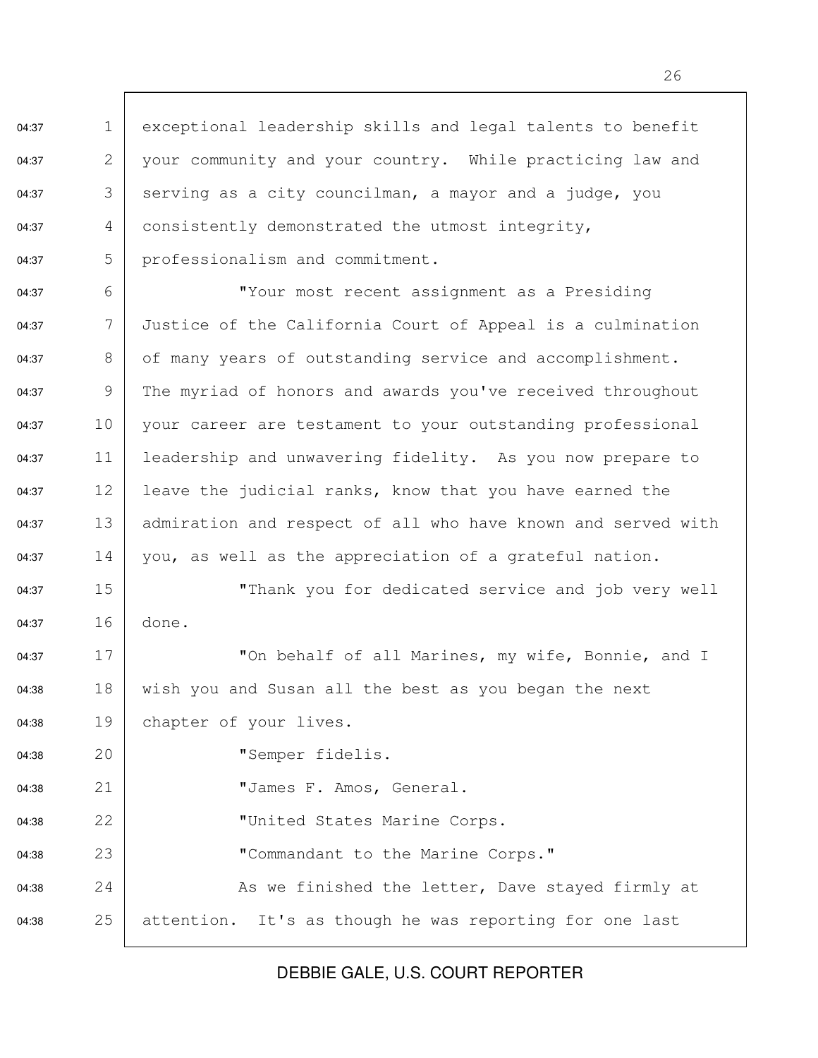04:37 1 exceptional leadership skills and legal talents to benefit
04:37 2 your community and your country. While practicing law and
04:37 3 serving as a city councilman, a mayor and a judge, you
04:37 4 consistently demonstrated the utmost integrity,
04:37 5 professionalism and commitment.
04:37 6 "Your most recent assignment as a Presiding
04:37 7 Justice of the California Court of Appeal is a culmination
04:37 8 of many years of outstanding service and accomplishment.
04:37 9 The myriad of honors and awards you've received throughout
04:37 10 your career are testament to your outstanding professional
04:37 11 leadership and unwavering fidelity. As you now prepare to
04:37 12 leave the judicial ranks, know that you have earned the
04:37 13 admiration and respect of all who have known and served with
04:37 14 you, as well as the appreciation of a grateful nation.
04:37 15 "Thank you for dedicated service and job very well
04:37 16 done.
04:37 17 "On behalf of all Marines, my wife, Bonnie, and I
04:38 18 wish you and Susan all the best as you began the next
04:38 19 chapter of your lives.
04:38 20 "Semper fidelis.
04:38 21 "James F. Amos, General.
04:38 22 "United States Marine Corps.
04:38 23 "Commandant to the Marine Corps."
04:38 24 As we finished the letter, Dave stayed firmly at
04:38 25 attention. It's as though he was reporting for one last

DEBBIE GALE, U.S. COURT REPORTER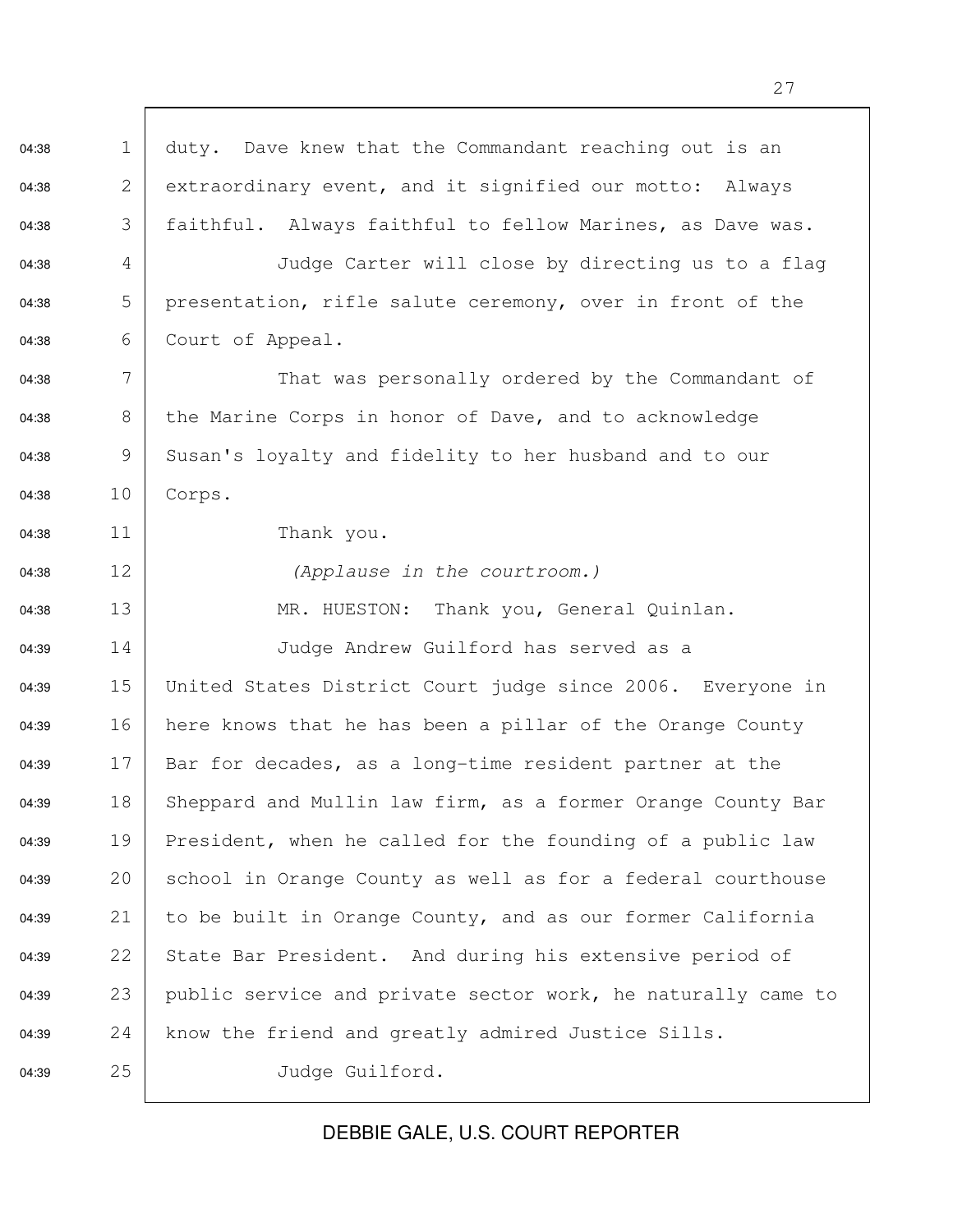duty. Dave knew that the Commandant reaching out is an extraordinary event, and it signified our motto: Always faithful. Always faithful to fellow Marines, as Dave was.

Judge Carter will close by directing us to a flag presentation, rifle salute ceremony, over in front of the Court of Appeal.

That was personally ordered by the Commandant of the Marine Corps in honor of Dave, and to acknowledge Susan's loyalty and fidelity to her husband and to our Corps.

Thank you.

*(Applause in the courtroom.)*

MR. HUESTON: Thank you, General Quinlan.

Judge Andrew Guilford has served as a United States District Court judge since 2006. Everyone in here knows that he has been a pillar of the Orange County Bar for decades, as a long-time resident partner at the Sheppard and Mullin law firm, as a former Orange County Bar President, when he called for the founding of a public law school in Orange County as well as for a federal courthouse to be built in Orange County, and as our former California State Bar President. And during his extensive period of public service and private sector work, he naturally came to know the friend and greatly admired Justice Sills.

Judge Guilford.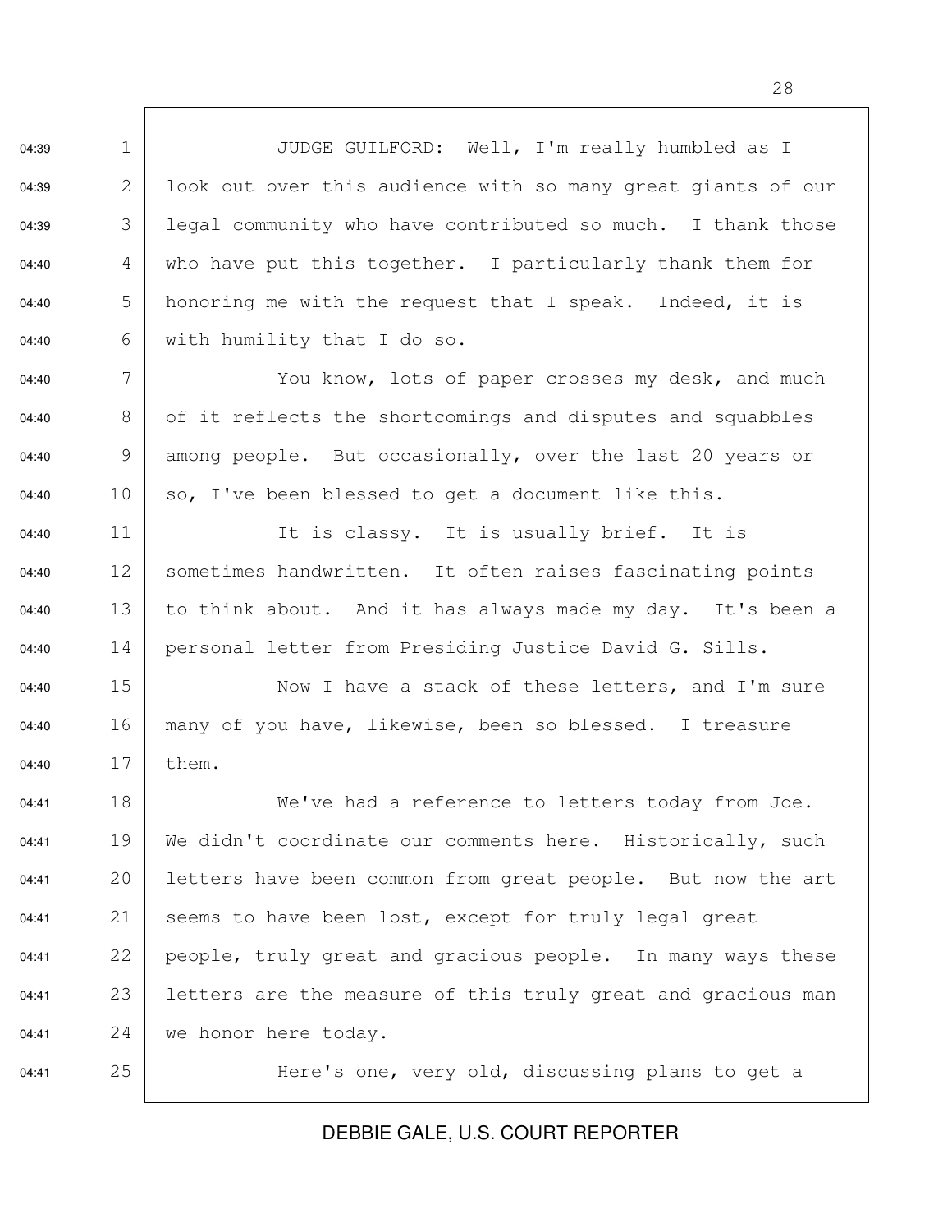JUDGE GUILFORD: Well, I'm really humbled as I look out over this audience with so many great giants of our legal community who have contributed so much. I thank those who have put this together. I particularly thank them for honoring me with the request that I speak. Indeed, it is with humility that I do so.

You know, lots of paper crosses my desk, and much of it reflects the shortcomings and disputes and squabbles among people. But occasionally, over the last 20 years or so, I've been blessed to get a document like this.

It is classy. It is usually brief. It is sometimes handwritten. It often raises fascinating points to think about. And it has always made my day. It's been a personal letter from Presiding Justice David G. Sills.

Now I have a stack of these letters, and I'm sure many of you have, likewise, been so blessed. I treasure them.

We've had a reference to letters today from Joe. We didn't coordinate our comments here. Historically, such letters have been common from great people. But now the art seems to have been lost, except for truly legal great people, truly great and gracious people. In many ways these letters are the measure of this truly great and gracious man we honor here today.

Here's one, very old, discussing plans to get a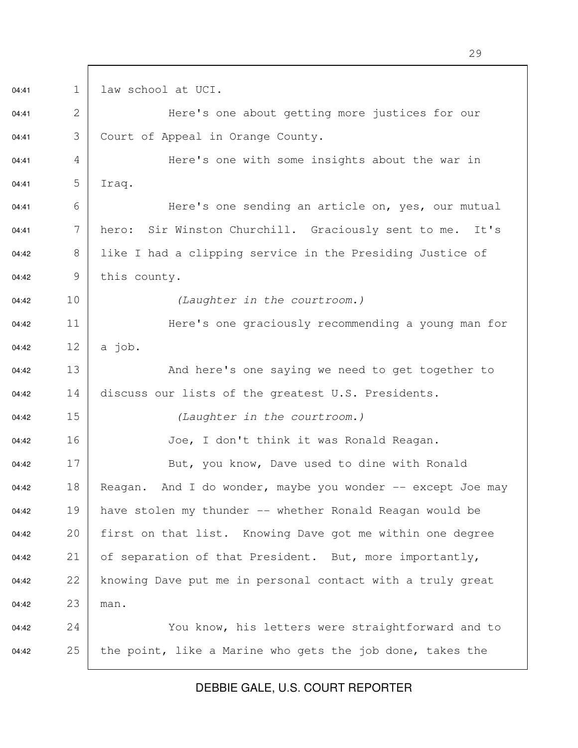law school at UCI.

Here's one about getting more justices for our Court of Appeal in Orange County.

Here's one with some insights about the war in Iraq.

Here's one sending an article on, yes, our mutual hero: Sir Winston Churchill. Graciously sent to me. It's like I had a clipping service in the Presiding Justice of this county.

*(Laughter in the courtroom.)*

Here's one graciously recommending a young man for a job.

And here's one saying we need to get together to discuss our lists of the greatest U.S. Presidents.

*(Laughter in the courtroom.)*

Joe, I don't think it was Ronald Reagan.

But, you know, Dave used to dine with Ronald Reagan. And I do wonder, maybe you wonder -- except Joe may have stolen my thunder -- whether Ronald Reagan would be first on that list. Knowing Dave got me within one degree of separation of that President. But, more importantly, knowing Dave put me in personal contact with a truly great man.

You know, his letters were straightforward and to the point, like a Marine who gets the job done, takes the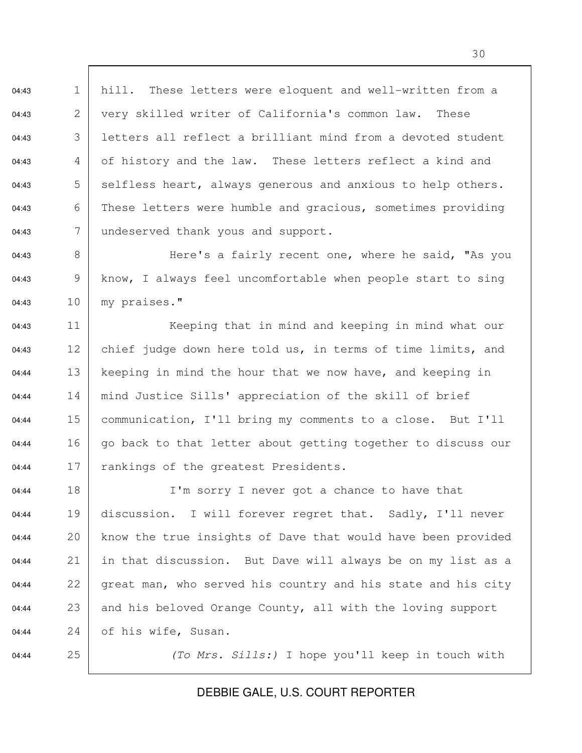hill. These letters were eloquent and well-written from a very skilled writer of California's common law. These letters all reflect a brilliant mind from a devoted student of history and the law. These letters reflect a kind and selfless heart, always generous and anxious to help others. These letters were humble and gracious, sometimes providing undeserved thank yous and support.

Here's a fairly recent one, where he said, "As you know, I always feel uncomfortable when people start to sing my praises."

Keeping that in mind and keeping in mind what our chief judge down here told us, in terms of time limits, and keeping in mind the hour that we now have, and keeping in mind Justice Sills' appreciation of the skill of brief communication, I'll bring my comments to a close. But I'll go back to that letter about getting together to discuss our rankings of the greatest Presidents.

I'm sorry I never got a chance to have that discussion. I will forever regret that. Sadly, I'll never know the true insights of Dave that would have been provided in that discussion. But Dave will always be on my list as a great man, who served his country and his state and his city and his beloved Orange County, all with the loving support of his wife, Susan.

*(To Mrs. Sills:)* I hope you'll keep in touch with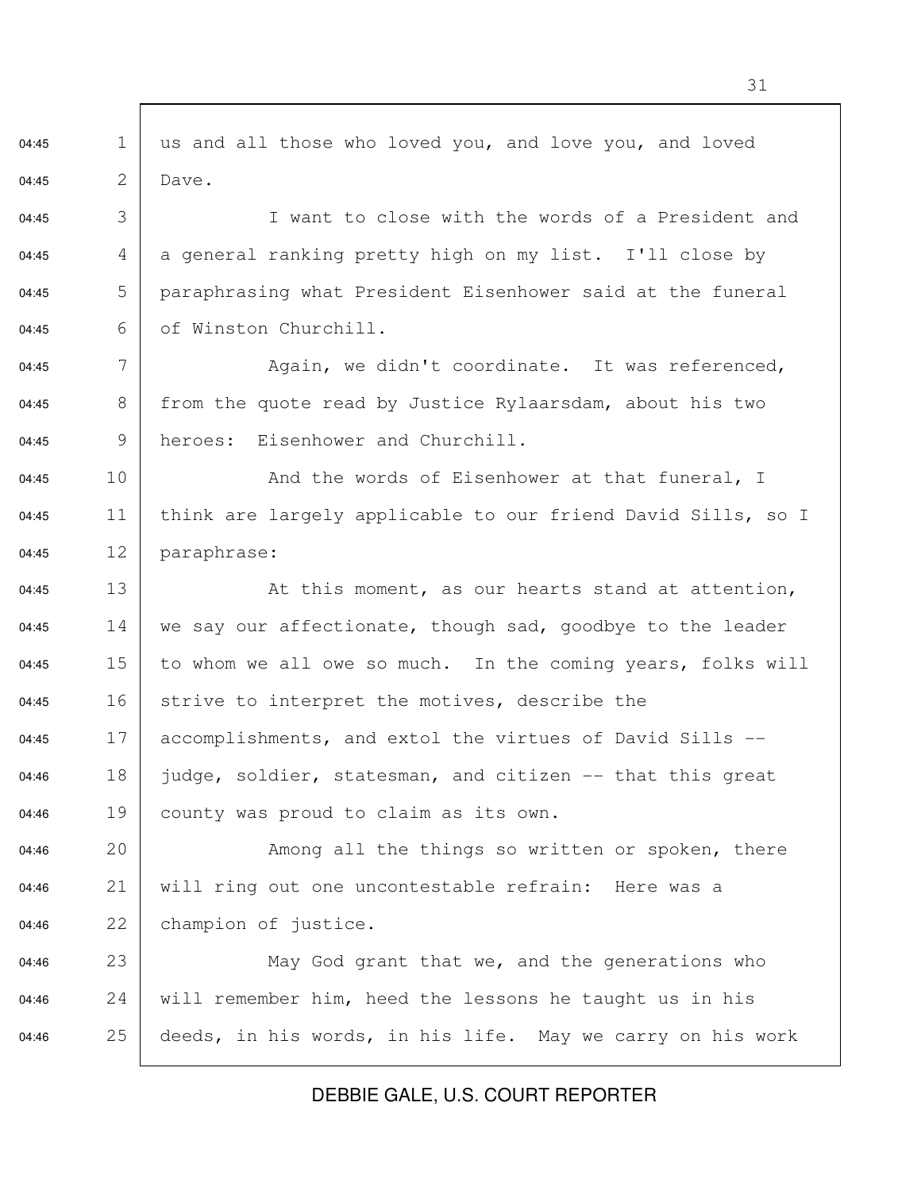us and all those who loved you, and love you, and loved Dave.

I want to close with the words of a President and a general ranking pretty high on my list. I'll close by paraphrasing what President Eisenhower said at the funeral of Winston Churchill.

Again, we didn't coordinate. It was referenced, from the quote read by Justice Rylaarsdam, about his two heroes: Eisenhower and Churchill.

And the words of Eisenhower at that funeral, I think are largely applicable to our friend David Sills, so I paraphrase:

At this moment, as our hearts stand at attention, we say our affectionate, though sad, goodbye to the leader to whom we all owe so much. In the coming years, folks will strive to interpret the motives, describe the accomplishments, and extol the virtues of David Sills -- judge, soldier, statesman, and citizen -- that this great county was proud to claim as its own.

Among all the things so written or spoken, there will ring out one uncontestable refrain: Here was a champion of justice.

May God grant that we, and the generations who will remember him, heed the lessons he taught us in his deeds, in his words, in his life. May we carry on his work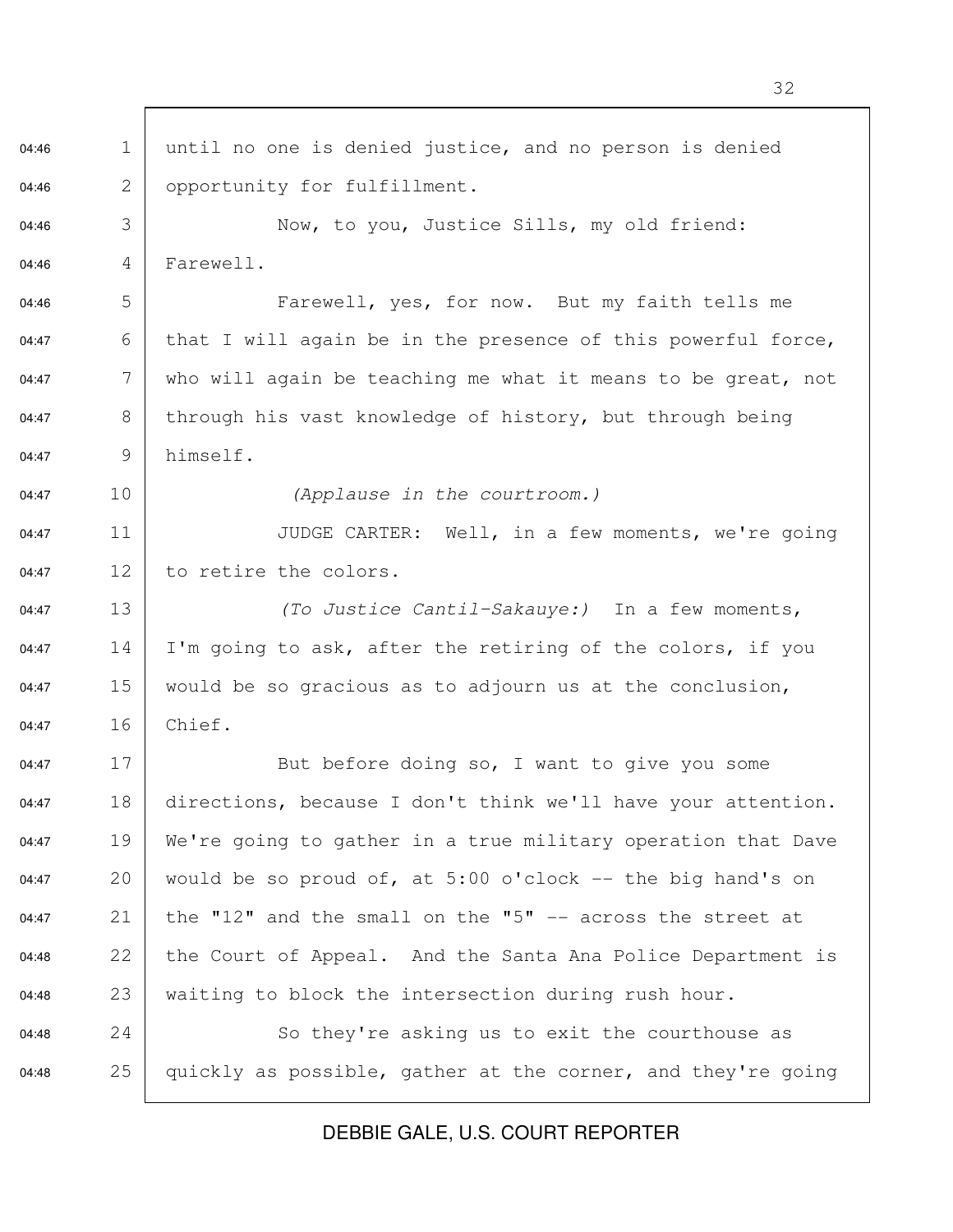until no one is denied justice, and no person is denied opportunity for fulfillment.

Now, to you, Justice Sills, my old friend: Farewell.

Farewell, yes, for now. But my faith tells me that I will again be in the presence of this powerful force, who will again be teaching me what it means to be great, not through his vast knowledge of history, but through being himself.

*(Applause in the courtroom.)*

JUDGE CARTER: Well, in a few moments, we're going to retire the colors.

*(To Justice Cantil-Sakauye:)* In a few moments, I'm going to ask, after the retiring of the colors, if you would be so gracious as to adjourn us at the conclusion, Chief.

But before doing so, I want to give you some directions, because I don't think we'll have your attention. We're going to gather in a true military operation that Dave would be so proud of, at 5:00 o'clock -- the big hand's on the "12" and the small on the "5" -- across the street at the Court of Appeal. And the Santa Ana Police Department is waiting to block the intersection during rush hour.

So they're asking us to exit the courthouse as quickly as possible, gather at the corner, and they're going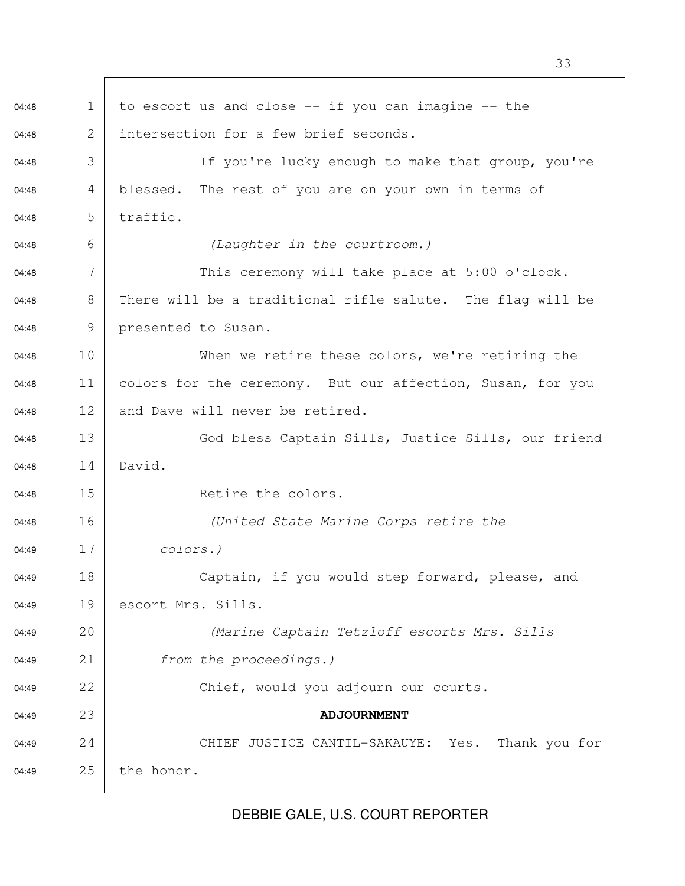to escort us and close -- if you can imagine -- the intersection for a few brief seconds.

If you're lucky enough to make that group, you're blessed. The rest of you are on your own in terms of traffic.

*(Laughter in the courtroom.)*

This ceremony will take place at 5:00 o'clock. There will be a traditional rifle salute. The flag will be presented to Susan.

When we retire these colors, we're retiring the colors for the ceremony. But our affection, Susan, for you and Dave will never be retired.

God bless Captain Sills, Justice Sills, our friend David.

Retire the colors.

*(United State Marine Corps retire the colors.)*

Captain, if you would step forward, please, and escort Mrs. Sills.

*(Marine Captain Tetzloff escorts Mrs. Sills from the proceedings.)*

Chief, would you adjourn our courts.

**ADJOURNMENT**

CHIEF JUSTICE CANTIL-SAKAUYE: Yes. Thank you for the honor.

DEBBIE GALE, U.S. COURT REPORTER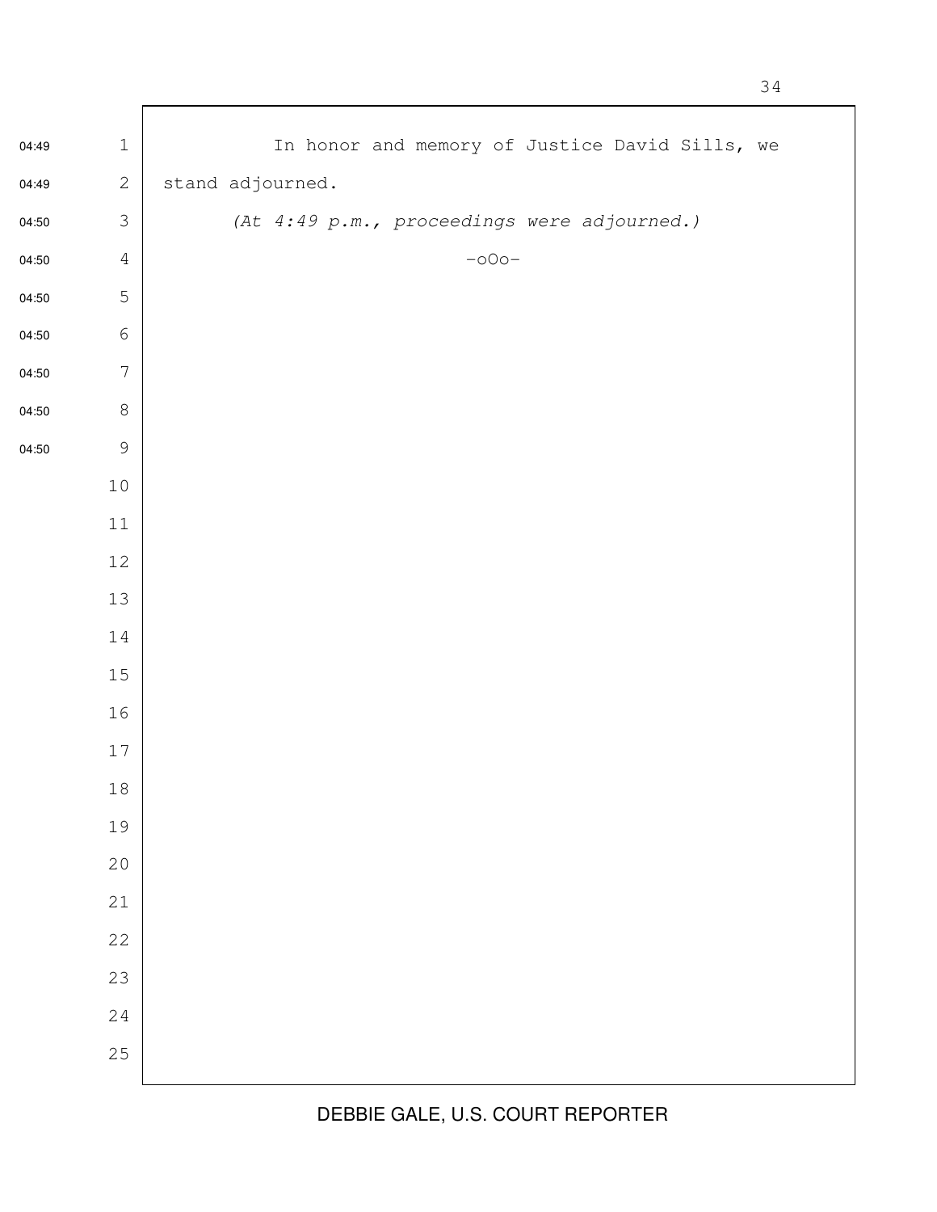In honor and memory of Justice David Sills, we stand adjourned.

*(At 4:49 p.m., proceedings were adjourned.)*

-oOo-